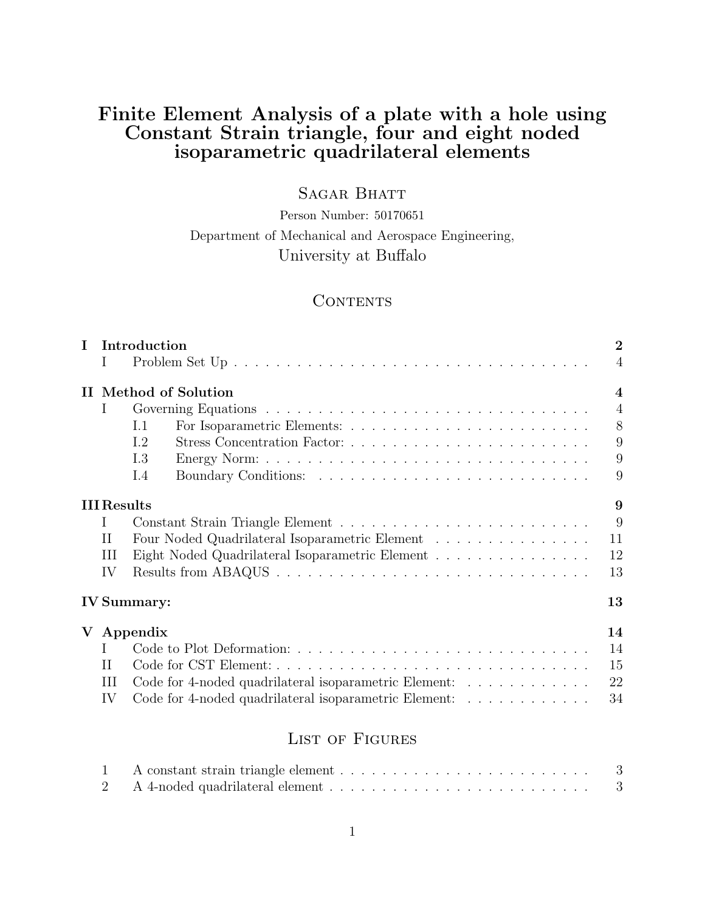# Finite Element Analysis of a plate with a hole using Constant Strain triangle, four and eight noded isoparametric quadrilateral elements

Sagar Bhatt

Person Number: 50170651

Department of Mechanical and Aerospace Engineering,

University at Buffalo

## Contents

- **I Introduction** — 2
  - I Problem Set Up — 4
- **II Method of Solution** — 4
  - I Governing Equations — 4
    - I.1 For Isoparametric Elements: — 8
    - I.2 Stress Concentration Factor: — 9
    - I.3 Energy Norm: — 9
    - I.4 Boundary Conditions: — 9
- **III Results** — 9
  - I Constant Strain Triangle Element — 9
  - II Four Noded Quadrilateral Isoparametric Element — 11
  - III Eight Noded Quadrilateral Isoparametric Element — 12
  - IV Results from ABAQUS — 13
- **IV Summary:** — 13
- **V Appendix** — 14
  - I Code to Plot Deformation: — 14
  - II Code for CST Element: — 15
  - III Code for 4-noded quadrilateral isoparametric Element: — 22
  - IV Code for 4-noded quadrilateral isoparametric Element: — 34

## List of Figures

1. A constant strain triangle element — 3
2. A 4-noded quadrilateral element — 3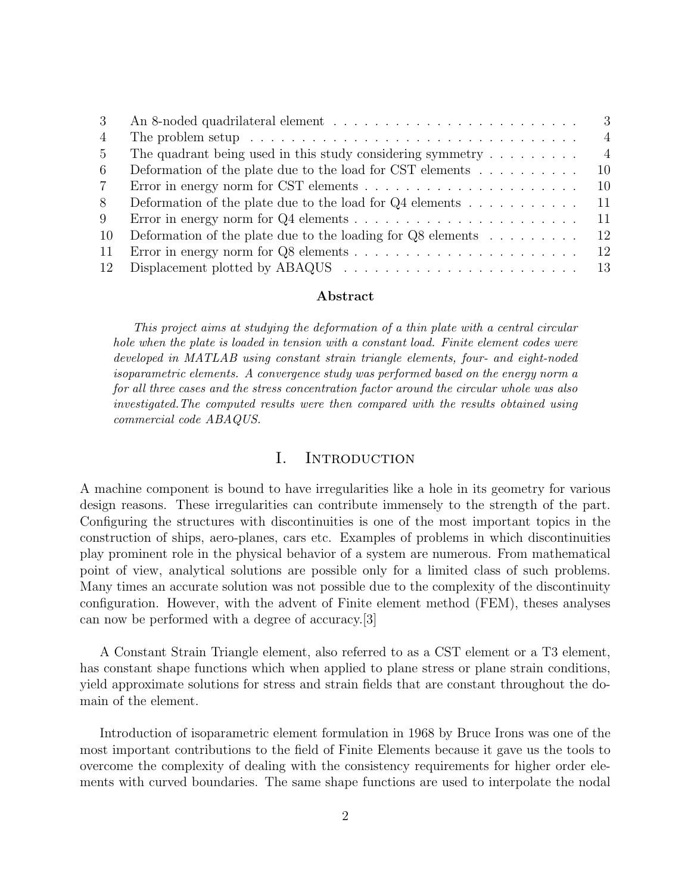| | | |
|---|---|---|
| 3 | An 8-noded quadrilateral element | 3 |
| 4 | The problem setup | 4 |
| 5 | The quadrant being used in this study considering symmetry | 4 |
| 6 | Deformation of the plate due to the load for CST elements | 10 |
| 7 | Error in energy norm for CST elements | 10 |
| 8 | Deformation of the plate due to the load for Q4 elements | 11 |
| 9 | Error in energy norm for Q4 elements | 11 |
| 10 | Deformation of the plate due to the loading for Q8 elements | 12 |
| 11 | Error in energy norm for Q8 elements | 12 |
| 12 | Displacement plotted by ABAQUS | 13 |

**Abstract**

*This project aims at studying the deformation of a thin plate with a central circular hole when the plate is loaded in tension with a constant load. Finite element codes were developed in MATLAB using constant strain triangle elements, four- and eight-noded isoparametric elements. A convergence study was performed based on the energy norm a for all three cases and the stress concentration factor around the circular whole was also investigated.The computed results were then compared with the results obtained using commercial code ABAQUS.*

# I. Introduction

A machine component is bound to have irregularities like a hole in its geometry for various design reasons. These irregularities can contribute immensely to the strength of the part. Configuring the structures with discontinuities is one of the most important topics in the construction of ships, aero-planes, cars etc. Examples of problems in which discontinuities play prominent role in the physical behavior of a system are numerous. From mathematical point of view, analytical solutions are possible only for a limited class of such problems. Many times an accurate solution was not possible due to the complexity of the discontinuity configuration. However, with the advent of Finite element method (FEM), theses analyses can now be performed with a degree of accuracy.[3]

A Constant Strain Triangle element, also referred to as a CST element or a T3 element, has constant shape functions which when applied to plane stress or plane strain conditions, yield approximate solutions for stress and strain fields that are constant throughout the domain of the element.

Introduction of isoparametric element formulation in 1968 by Bruce Irons was one of the most important contributions to the field of Finite Elements because it gave us the tools to overcome the complexity of dealing with the consistency requirements for higher order elements with curved boundaries. The same shape functions are used to interpolate the nodal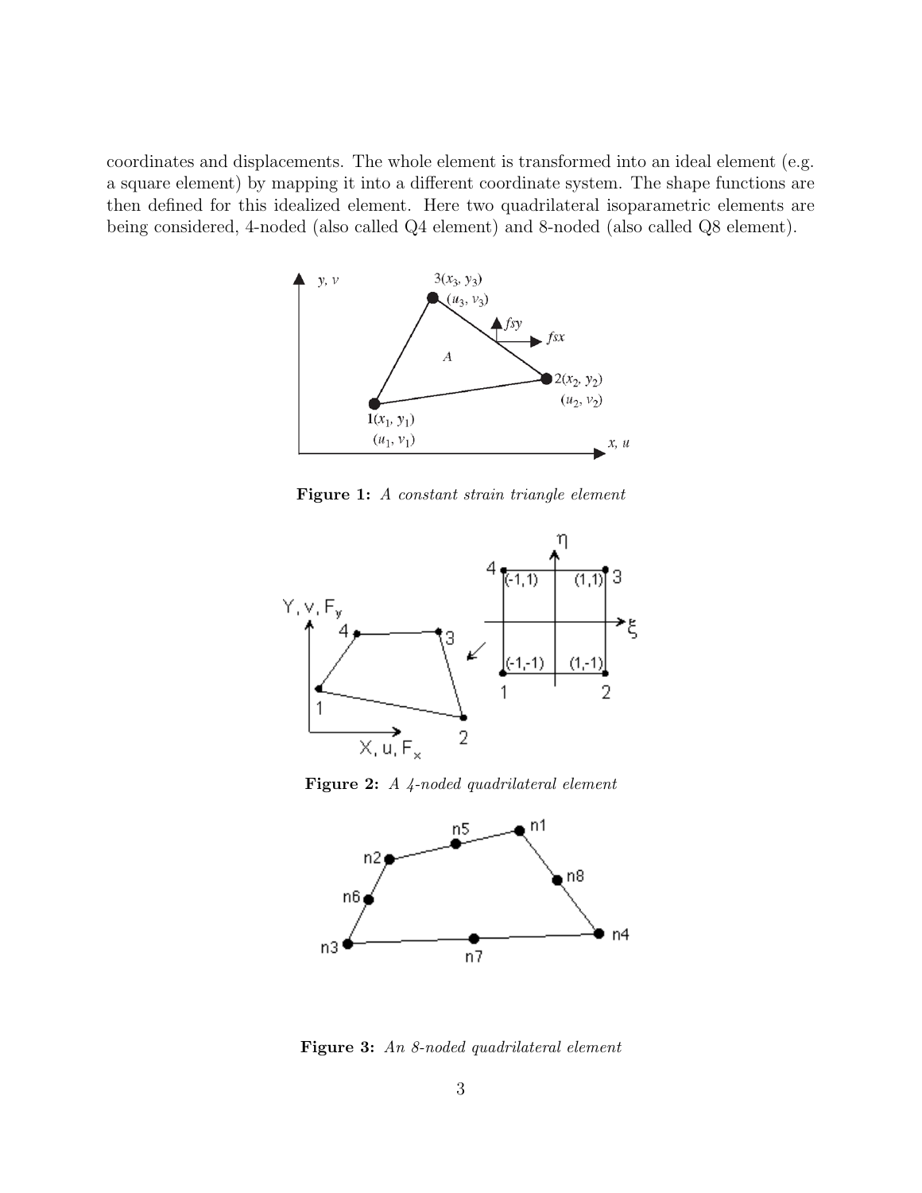coordinates and displacements. The whole element is transformed into an ideal element (e.g. a square element) by mapping it into a different coordinate system. The shape functions are then defined for this idealized element. Here two quadrilateral isoparametric elements are being considered, 4-noded (also called Q4 element) and 8-noded (also called Q8 element).

**Figure 1:** *A constant strain triangle element*

**Figure 2:** *A 4-noded quadrilateral element*

**Figure 3:** *An 8-noded quadrilateral element*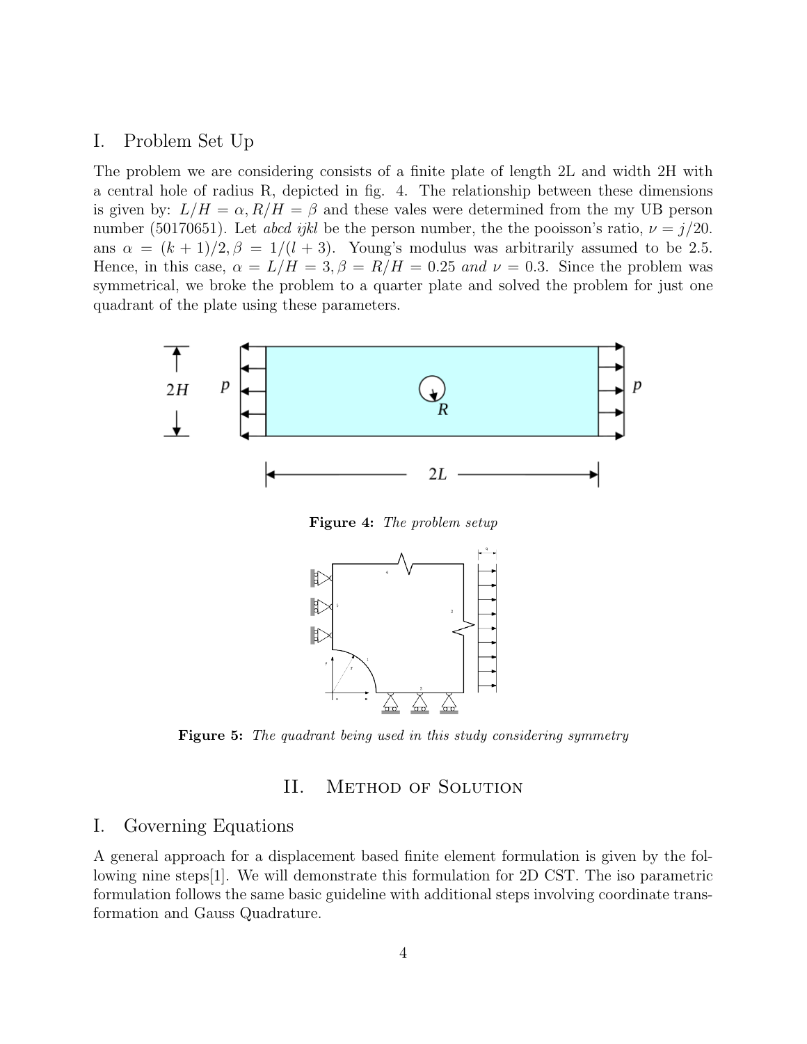## I. Problem Set Up

The problem we are considering consists of a finite plate of length 2L and width 2H with a central hole of radius R, depicted in fig. 4. The relationship between these dimensions is given by: $L/H = \alpha, R/H = \beta$ and these vales were determined from the my UB person number (50170651). Let *abcd ijkl* be the person number, the the pooisson's ratio, $\nu = j/20$. ans $\alpha = (k+1)/2, \beta = 1/(l+3)$. Young's modulus was arbitrarily assumed to be 2.5. Hence, in this case, $\alpha = L/H = 3, \beta = R/H = 0.25$ *and* $\nu = 0.3$. Since the problem was symmetrical, we broke the problem to a quarter plate and solved the problem for just one quadrant of the plate using these parameters.

**Figure 4:** *The problem setup*

**Figure 5:** *The quadrant being used in this study considering symmetry*

# II. Method of Solution

## I. Governing Equations

A general approach for a displacement based finite element formulation is given by the following nine steps[1]. We will demonstrate this formulation for 2D CST. The iso parametric formulation follows the same basic guideline with additional steps involving coordinate transformation and Gauss Quadrature.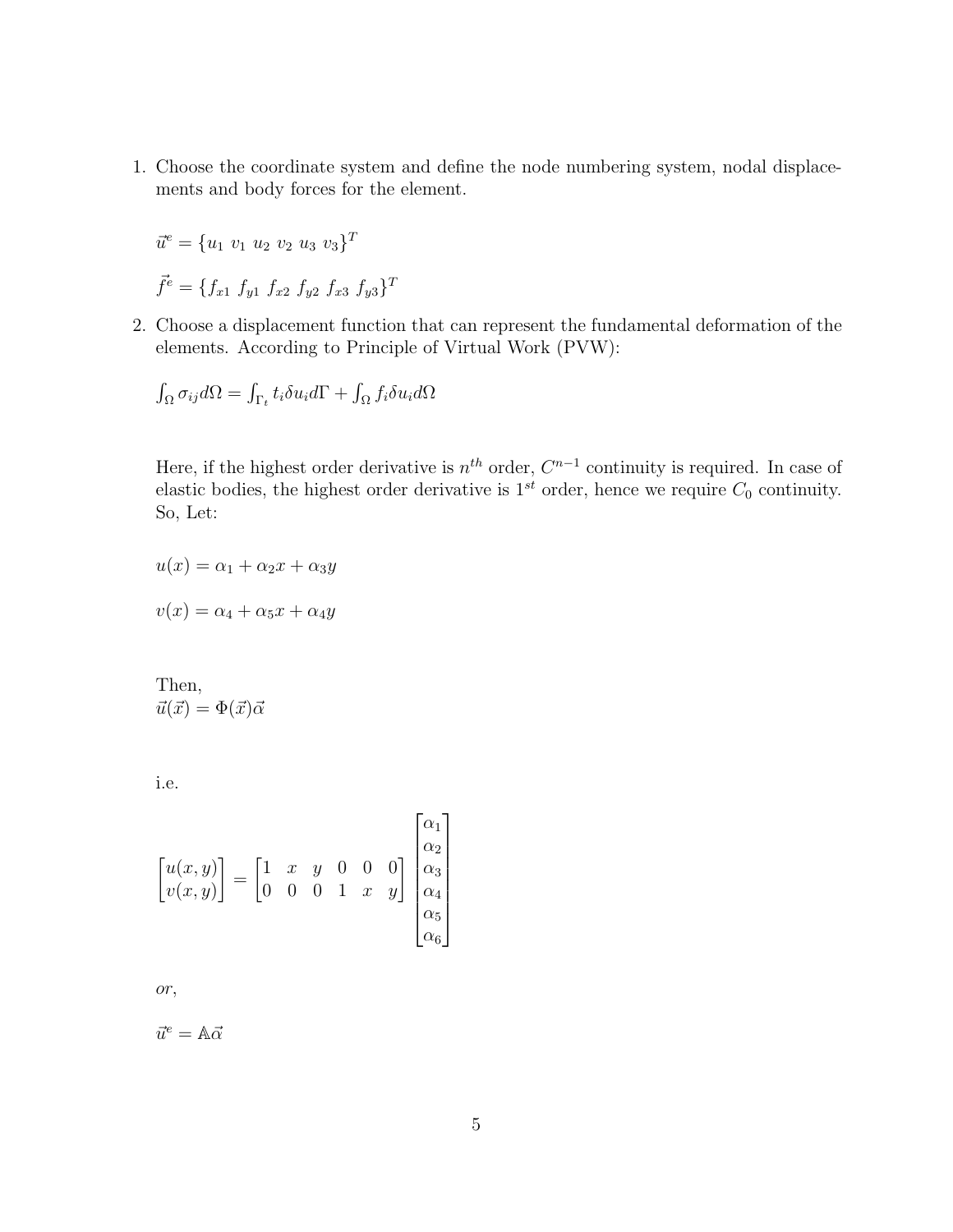1. Choose the coordinate system and define the node numbering system, nodal displacements and body forces for the element.

   $\vec{u}^e = \{u_1 \ v_1 \ u_2 \ v_2 \ u_3 \ v_3\}^T$

   $\vec{f}^e = \{f_{x1} \ f_{y1} \ f_{x2} \ f_{y2} \ f_{x3} \ f_{y3}\}^T$

2. Choose a displacement function that can represent the fundamental deformation of the elements. According to Principle of Virtual Work (PVW):

   $\int_\Omega \sigma_{ij} d\Omega = \int_{\Gamma_t} t_i \delta u_i d\Gamma + \int_\Omega f_i \delta u_i d\Omega$

   Here, if the highest order derivative is $n^{th}$ order, $C^{n-1}$ continuity is required. In case of elastic bodies, the highest order derivative is $1^{st}$ order, hence we require $C_0$ continuity. So, Let:

   $u(x) = \alpha_1 + \alpha_2 x + \alpha_3 y$

   $v(x) = \alpha_4 + \alpha_5 x + \alpha_4 y$

   Then,
   $\vec{u}(\vec{x}) = \Phi(\vec{x})\vec{\alpha}$

   i.e.

   $$\begin{bmatrix} u(x,y) \\ v(x,y) \end{bmatrix} = \begin{bmatrix} 1 & x & y & 0 & 0 & 0 \\ 0 & 0 & 0 & 1 & x & y \end{bmatrix} \begin{bmatrix} \alpha_1 \\ \alpha_2 \\ \alpha_3 \\ \alpha_4 \\ \alpha_5 \\ \alpha_6 \end{bmatrix}$$

   *or,*

   $\vec{u}^e = \mathbb{A}\vec{\alpha}$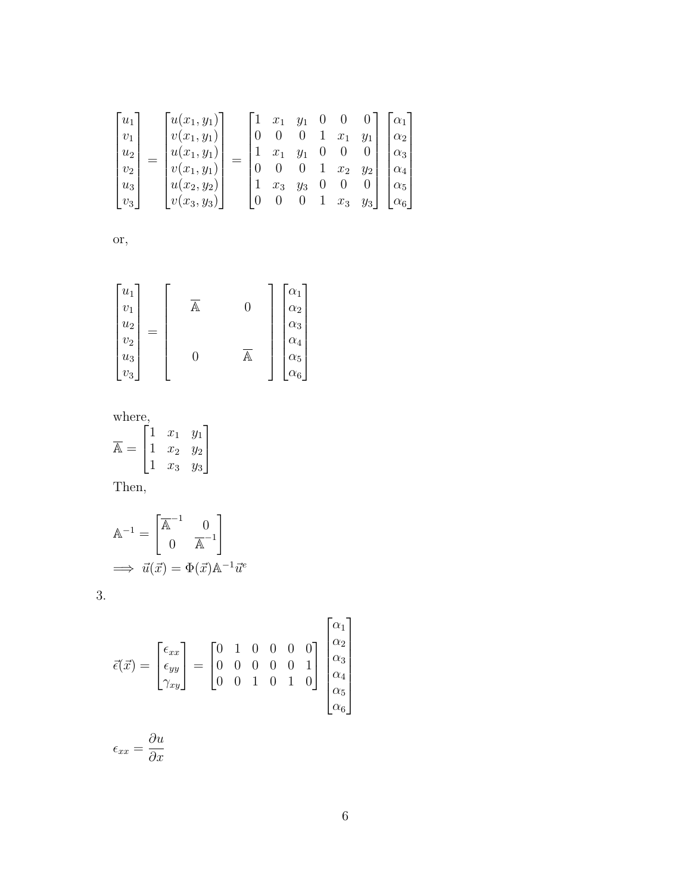$$
\begin{bmatrix} u_1 \\ v_1 \\ u_2 \\ v_2 \\ u_3 \\ v_3 \end{bmatrix} = \begin{bmatrix} u(x_1, y_1) \\ v(x_1, y_1) \\ u(x_1, y_1) \\ v(x_1, y_1) \\ u(x_2, y_2) \\ v(x_3, y_3) \end{bmatrix} = \begin{bmatrix} 1 & x_1 & y_1 & 0 & 0 & 0 \\ 0 & 0 & 0 & 1 & x_1 & y_1 \\ 1 & x_1 & y_1 & 0 & 0 & 0 \\ 0 & 0 & 0 & 1 & x_2 & y_2 \\ 1 & x_3 & y_3 & 0 & 0 & 0 \\ 0 & 0 & 0 & 1 & x_3 & y_3 \end{bmatrix} \begin{bmatrix} \alpha_1 \\ \alpha_2 \\ \alpha_3 \\ \alpha_4 \\ \alpha_5 \\ \alpha_6 \end{bmatrix}
$$

or,

$$
\begin{bmatrix} u_1 \\ v_1 \\ u_2 \\ v_2 \\ u_3 \\ v_3 \end{bmatrix} = \begin{bmatrix} \overline{\mathbb{A}} & 0 \\ 0 & \overline{\mathbb{A}} \end{bmatrix} \begin{bmatrix} \alpha_1 \\ \alpha_2 \\ \alpha_3 \\ \alpha_4 \\ \alpha_5 \\ \alpha_6 \end{bmatrix}
$$

where,
$\overline{\mathbb{A}} = \begin{bmatrix} 1 & x_1 & y_1 \\ 1 & x_2 & y_2 \\ 1 & x_3 & y_3 \end{bmatrix}$

Then,

$$
\mathbb{A}^{-1} = \begin{bmatrix} \overline{\mathbb{A}}^{-1} & 0 \\ 0 & \overline{\mathbb{A}}^{-1} \end{bmatrix}
$$

$$
\implies \vec{u}(\vec{x}) = \Phi(\vec{x})\mathbb{A}^{-1}\vec{u}^e
$$

3.

$$
\vec{\epsilon}(\vec{x}) = \begin{bmatrix} \epsilon_{xx} \\ \epsilon_{yy} \\ \gamma_{xy} \end{bmatrix} = \begin{bmatrix} 0 & 1 & 0 & 0 & 0 & 0 \\ 0 & 0 & 0 & 0 & 0 & 1 \\ 0 & 0 & 1 & 0 & 1 & 0 \end{bmatrix} \begin{bmatrix} \alpha_1 \\ \alpha_2 \\ \alpha_3 \\ \alpha_4 \\ \alpha_5 \\ \alpha_6 \end{bmatrix}
$$

$$
\epsilon_{xx} = \frac{\partial u}{\partial x}
$$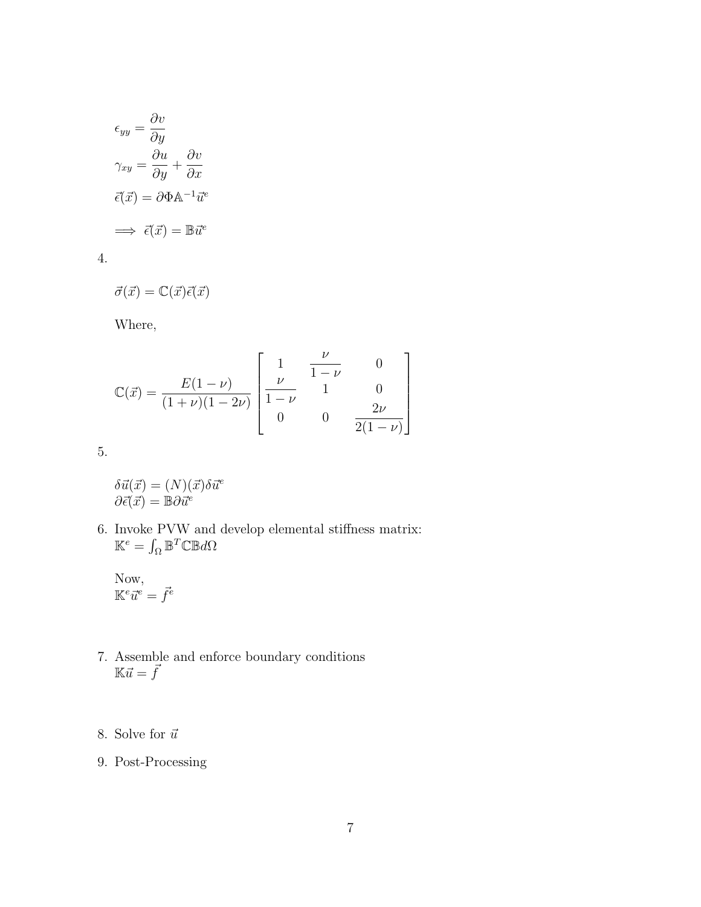$$\epsilon_{yy} = \frac{\partial v}{\partial y}$$

$$\gamma_{xy} = \frac{\partial u}{\partial y} + \frac{\partial v}{\partial x}$$

$$\vec{\epsilon}(\vec{x}) = \partial \Phi \mathbb{A}^{-1} \vec{u}^e$$

$$\implies \vec{\epsilon}(\vec{x}) = \mathbb{B} \vec{u}^e$$

4.

$$\vec{\sigma}(\vec{x}) = \mathbb{C}(\vec{x}) \vec{\epsilon}(\vec{x})$$

Where,

$$\mathbb{C}(\vec{x}) = \frac{E(1-\nu)}{(1+\nu)(1-2\nu)} \begin{bmatrix} 1 & \dfrac{\nu}{1-\nu} & 0 \\ \dfrac{\nu}{1-\nu} & 1 & 0 \\ 0 & 0 & \dfrac{2\nu}{2(1-\nu)} \end{bmatrix}$$

5.

$\delta \vec{u}(\vec{x}) = (N)(\vec{x}) \delta \vec{u}^e$
$\partial \vec{\epsilon}(\vec{x}) = \mathbb{B} \partial \vec{u}^e$

6. Invoke PVW and develop elemental stiffness matrix:
   $\mathbb{K}^e = \int_\Omega \mathbb{B}^T \mathbb{C} \mathbb{B} d\Omega$

   Now,
   $\mathbb{K}^e \vec{u}^e = \vec{f}^e$

7. Assemble and enforce boundary conditions
   $\mathbb{K} \vec{u} = \vec{f}$

8. Solve for $\vec{u}$

9. Post-Processing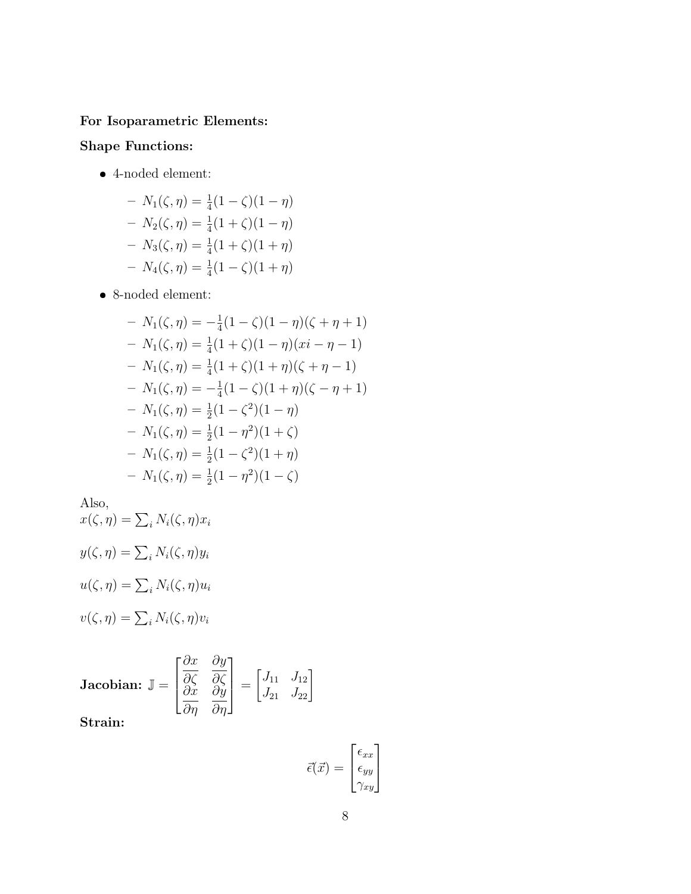**For Isoparametric Elements:**

**Shape Functions:**

- 4-noded element:
  - $N_1(\zeta, \eta) = \frac{1}{4}(1-\zeta)(1-\eta)$
  - $N_2(\zeta, \eta) = \frac{1}{4}(1+\zeta)(1-\eta)$
  - $N_3(\zeta, \eta) = \frac{1}{4}(1+\zeta)(1+\eta)$
  - $N_4(\zeta, \eta) = \frac{1}{4}(1-\zeta)(1+\eta)$
- 8-noded element:
  - $N_1(\zeta, \eta) = -\frac{1}{4}(1-\zeta)(1-\eta)(\zeta+\eta+1)$
  - $N_1(\zeta, \eta) = \frac{1}{4}(1+\zeta)(1-\eta)(xi-\eta-1)$
  - $N_1(\zeta, \eta) = \frac{1}{4}(1+\zeta)(1+\eta)(\zeta+\eta-1)$
  - $N_1(\zeta, \eta) = -\frac{1}{4}(1-\zeta)(1+\eta)(\zeta-\eta+1)$
  - $N_1(\zeta, \eta) = \frac{1}{2}(1-\zeta^2)(1-\eta)$
  - $N_1(\zeta, \eta) = \frac{1}{2}(1-\eta^2)(1+\zeta)$
  - $N_1(\zeta, \eta) = \frac{1}{2}(1-\zeta^2)(1+\eta)$
  - $N_1(\zeta, \eta) = \frac{1}{2}(1-\eta^2)(1-\zeta)$

Also,

$x(\zeta, \eta) = \sum_i N_i(\zeta, \eta) x_i$

$y(\zeta, \eta) = \sum_i N_i(\zeta, \eta) y_i$

$u(\zeta, \eta) = \sum_i N_i(\zeta, \eta) u_i$

$v(\zeta, \eta) = \sum_i N_i(\zeta, \eta) v_i$

**Jacobian:** $\mathbb{J} = \begin{bmatrix} \dfrac{\partial x}{\partial \zeta} & \dfrac{\partial y}{\partial \zeta} \\ \dfrac{\partial x}{\partial \eta} & \dfrac{\partial y}{\partial \eta} \end{bmatrix} = \begin{bmatrix} J_{11} & J_{12} \\ J_{21} & J_{22} \end{bmatrix}$

**Strain:**

$$\vec{\epsilon}(\vec{x}) = \begin{bmatrix} \epsilon_{xx} \\ \epsilon_{yy} \\ \gamma_{xy} \end{bmatrix}$$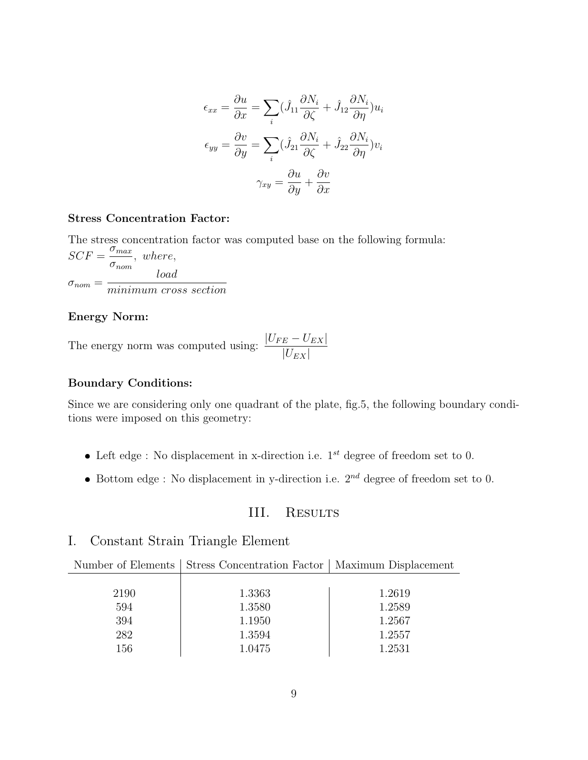$$\epsilon_{xx} = \frac{\partial u}{\partial x} = \sum_i (\hat{J}_{11}\frac{\partial N_i}{\partial \zeta} + \hat{J}_{12}\frac{\partial N_i}{\partial \eta})u_i$$

$$\epsilon_{yy} = \frac{\partial v}{\partial y} = \sum_i (\hat{J}_{21}\frac{\partial N_i}{\partial \zeta} + \hat{J}_{22}\frac{\partial N_i}{\partial \eta})v_i$$

$$\gamma_{xy} = \frac{\partial u}{\partial y} + \frac{\partial v}{\partial x}$$

**Stress Concentration Factor:**

The stress concentration factor was computed base on the following formula:
$SCF = \frac{\sigma_{max}}{\sigma_{nom}},\ where,$
$\sigma_{nom} = \frac{load}{minimum\ cross\ section}$

**Energy Norm:**

The energy norm was computed using: $\frac{|U_{FE} - U_{EX}|}{|U_{EX}|}$

**Boundary Conditions:**

Since we are considering only one quadrant of the plate, fig.5, the following boundary conditions were imposed on this geometry:

- Left edge : No displacement in x-direction i.e. $1^{st}$ degree of freedom set to 0.
- Bottom edge : No displacement in y-direction i.e. $2^{nd}$ degree of freedom set to 0.

## III. Results

## I. Constant Strain Triangle Element

| Number of Elements | Stress Concentration Factor | Maximum Displacement |
|---|---|---|
| 2190 | 1.3363 | 1.2619 |
| 594 | 1.3580 | 1.2589 |
| 394 | 1.1950 | 1.2567 |
| 282 | 1.3594 | 1.2557 |
| 156 | 1.0475 | 1.2531 |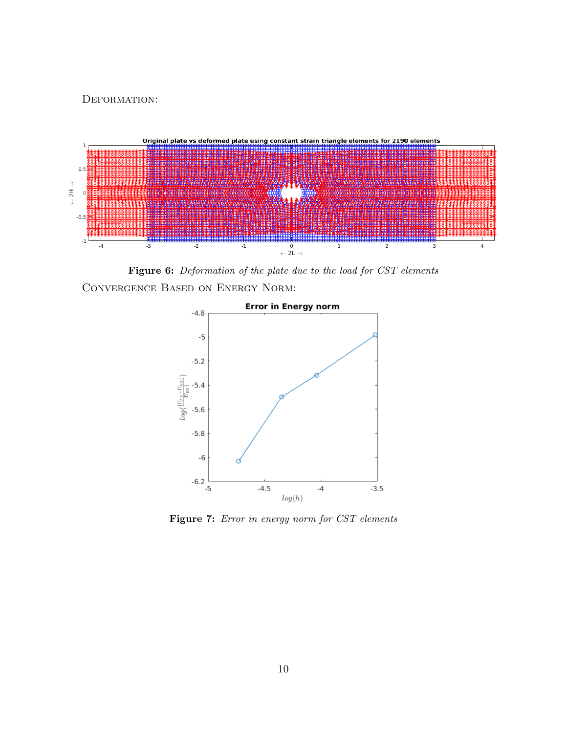Deformation:

**Figure 6:** *Deformation of the plate due to the load for CST elements*

Convergence Based on Energy Norm:

**Figure 7:** *Error in energy norm for CST elements*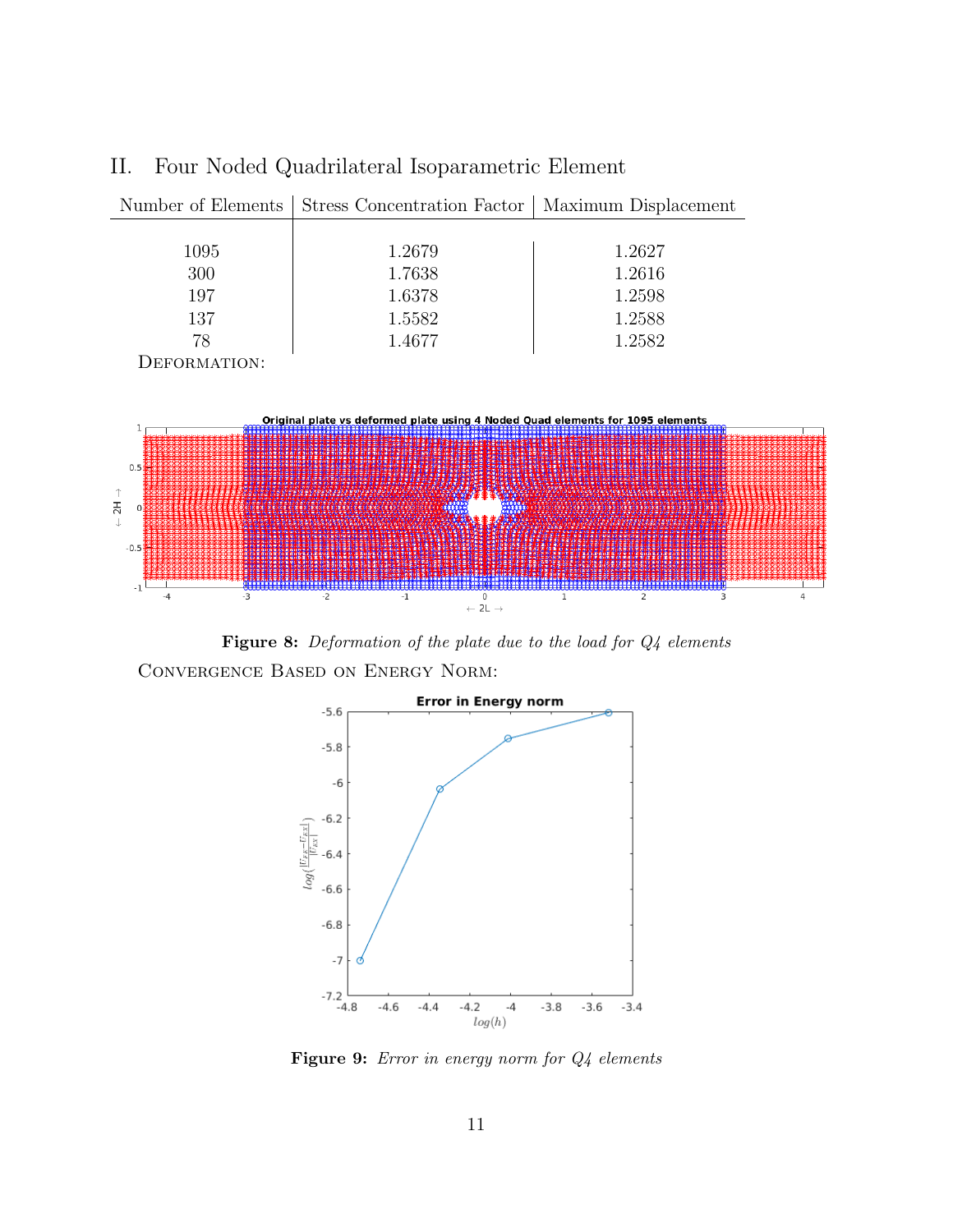## II. Four Noded Quadrilateral Isoparametric Element

| Number of Elements | Stress Concentration Factor | Maximum Displacement |
|---|---|---|
| 1095 | 1.2679 | 1.2627 |
| 300 | 1.7638 | 1.2616 |
| 197 | 1.6378 | 1.2598 |
| 137 | 1.5582 | 1.2588 |
| 78 | 1.4677 | 1.2582 |

DEFORMATION:

**Figure 8:** *Deformation of the plate due to the load for Q4 elements*

CONVERGENCE BASED ON ENERGY NORM:

**Figure 9:** *Error in energy norm for Q4 elements*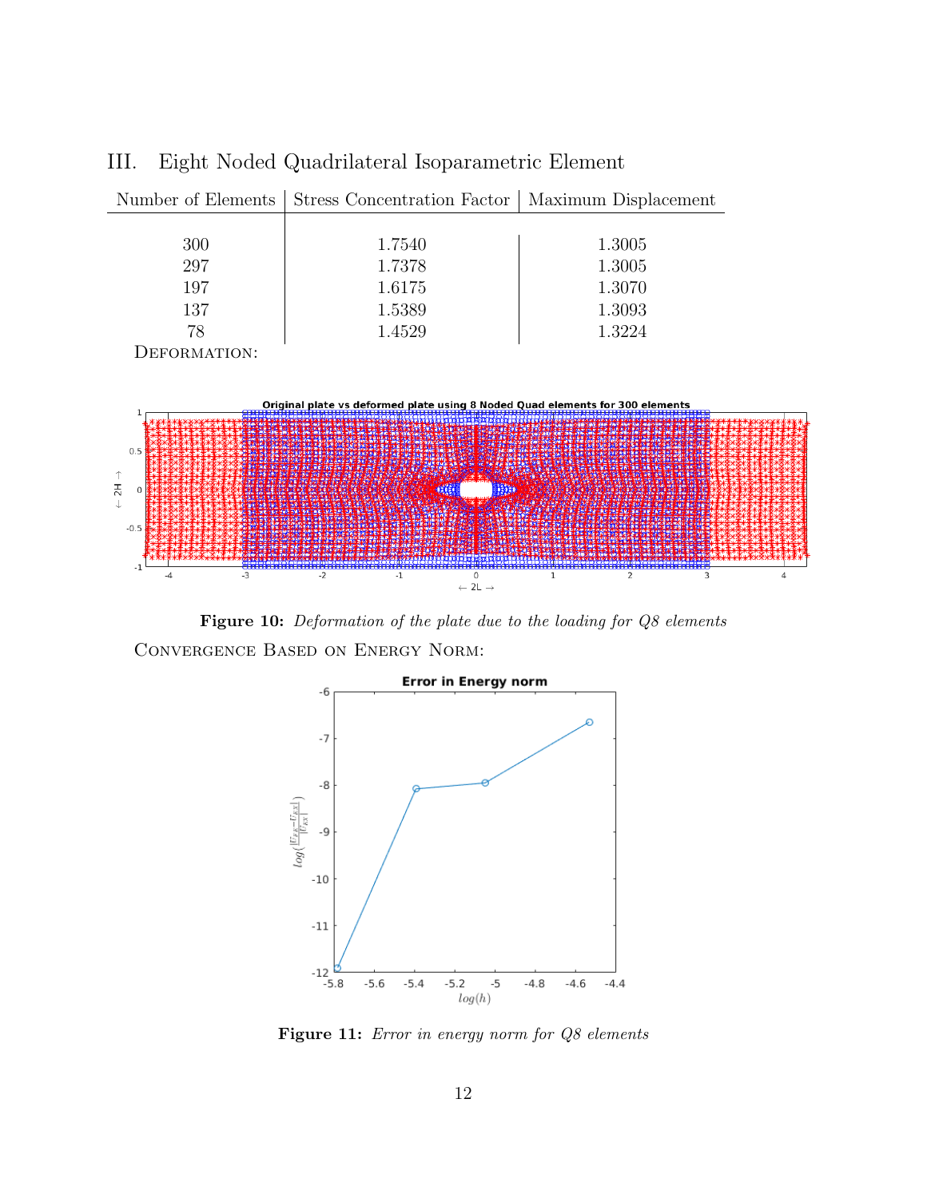## III. Eight Noded Quadrilateral Isoparametric Element

| Number of Elements | Stress Concentration Factor | Maximum Displacement |
|---|---|---|
| 300 | 1.7540 | 1.3005 |
| 297 | 1.7378 | 1.3005 |
| 197 | 1.6175 | 1.3070 |
| 137 | 1.5389 | 1.3093 |
| 78 | 1.4529 | 1.3224 |

Deformation:

**Figure 10:** *Deformation of the plate due to the loading for Q8 elements*

Convergence Based on Energy Norm:

**Figure 11:** *Error in energy norm for Q8 elements*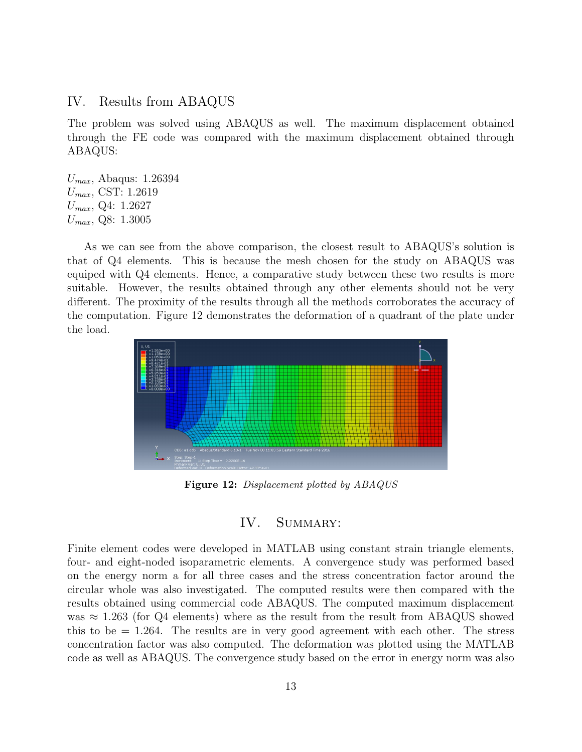## IV. Results from ABAQUS

The problem was solved using ABAQUS as well. The maximum displacement obtained through the FE code was compared with the maximum displacement obtained through ABAQUS:

$U_{max}$, Abaqus: 1.26394
$U_{max}$, CST: 1.2619
$U_{max}$, Q4: 1.2627
$U_{max}$, Q8: 1.3005

As we can see from the above comparison, the closest result to ABAQUS's solution is that of Q4 elements. This is because the mesh chosen for the study on ABAQUS was equiped with Q4 elements. Hence, a comparative study between these two results is more suitable. However, the results obtained through any other elements should not be very different. The proximity of the results through all the methods corroborates the accuracy of the computation. Figure 12 demonstrates the deformation of a quadrant of the plate under the load.

**Figure 12:** *Displacement plotted by ABAQUS*

## IV. Summary:

Finite element codes were developed in MATLAB using constant strain triangle elements, four- and eight-noded isoparametric elements. A convergence study was performed based on the energy norm a for all three cases and the stress concentration factor around the circular whole was also investigated. The computed results were then compared with the results obtained using commercial code ABAQUS. The computed maximum displacement was $\approx 1.263$ (for Q4 elements) where as the result from the result from ABAQUS showed this to be $= 1.264$. The results are in very good agreement with each other. The stress concentration factor was also computed. The deformation was plotted using the MATLAB code as well as ABAQUS. The convergence study based on the error in energy norm was also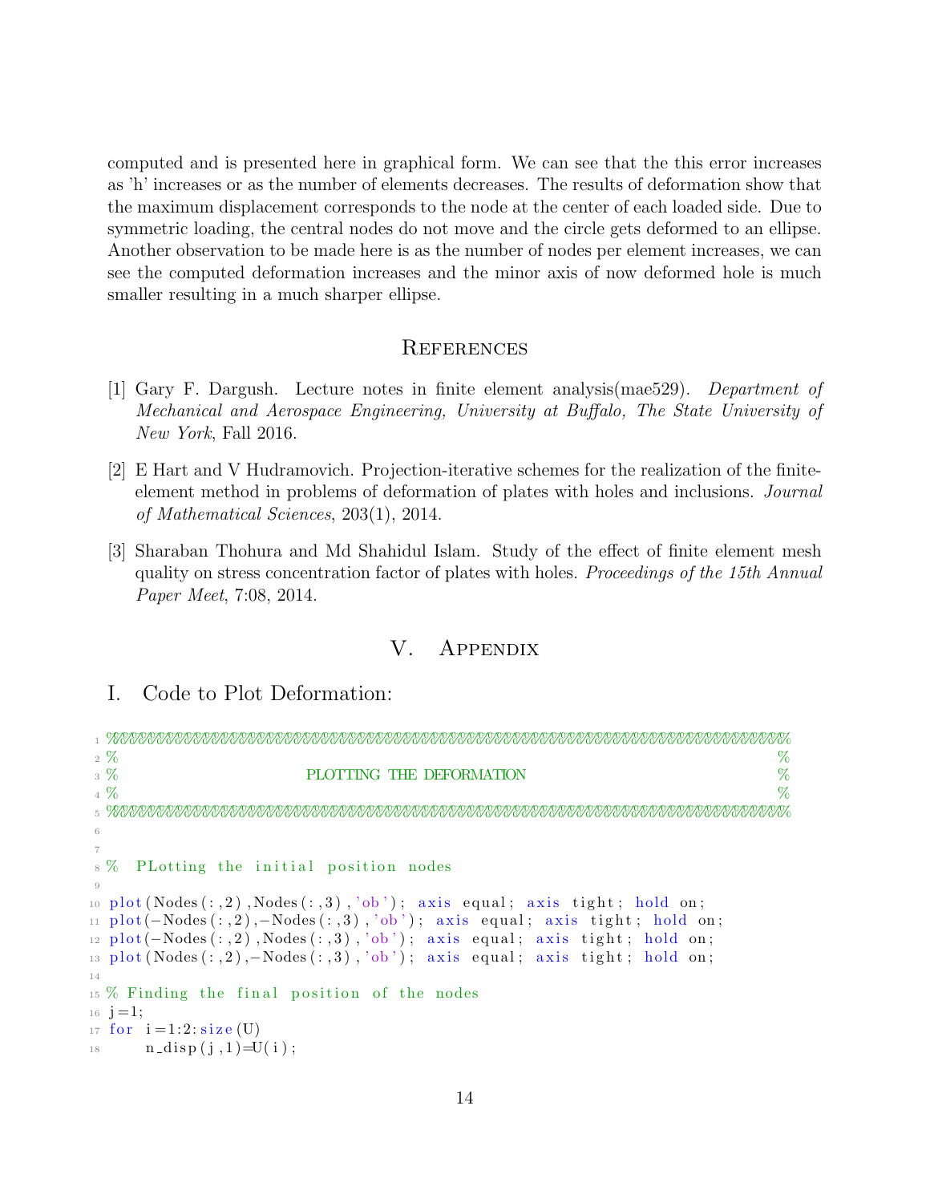computed and is presented here in graphical form. We can see that the this error increases as 'h' increases or as the number of elements decreases. The results of deformation show that the maximum displacement corresponds to the node at the center of each loaded side. Due to symmetric loading, the central nodes do not move and the circle gets deformed to an ellipse. Another observation to be made here is as the number of nodes per element increases, we can see the computed deformation increases and the minor axis of now deformed hole is much smaller resulting in a much sharper ellipse.

## References

[1] Gary F. Dargush. Lecture notes in finite element analysis(mae529). *Department of Mechanical and Aerospace Engineering, University at Buffalo, The State University of New York*, Fall 2016.

[2] E Hart and V Hudramovich. Projection-iterative schemes for the realization of the finite-element method in problems of deformation of plates with holes and inclusions. *Journal of Mathematical Sciences*, 203(1), 2014.

[3] Sharaban Thohura and Md Shahidul Islam. Study of the effect of finite element mesh quality on stress concentration factor of plates with holes. *Proceedings of the 15th Annual Paper Meet*, 7:08, 2014.

# V. Appendix

## I. Code to Plot Deformation:

```
%%%%%%%%%%%%%%%%%%%%%%%%%%%%%%%%%%%%%%%%%%%%%%%%%%%%%%%%%%%%%%%%%%%%%%%%%%%%%%%%%
%                                                                               %
%                          PLOTTING THE DEFORMATION                             %
%                                                                               %
%%%%%%%%%%%%%%%%%%%%%%%%%%%%%%%%%%%%%%%%%%%%%%%%%%%%%%%%%%%%%%%%%%%%%%%%%%%%%%%%%


%  PLotting the initial position nodes

plot(Nodes(:,2),Nodes(:,3),'ob'); axis equal; axis tight; hold on;
plot(-Nodes(:,2),-Nodes(:,3),'ob'); axis equal; axis tight; hold on;
plot(-Nodes(:,2),Nodes(:,3),'ob'); axis equal; axis tight; hold on;
plot(Nodes(:,2),-Nodes(:,3),'ob'); axis equal; axis tight; hold on;

% Finding the final position of the nodes
j=1;
for i=1:2:size(U)
    n_disp(j,1)=U(i);
```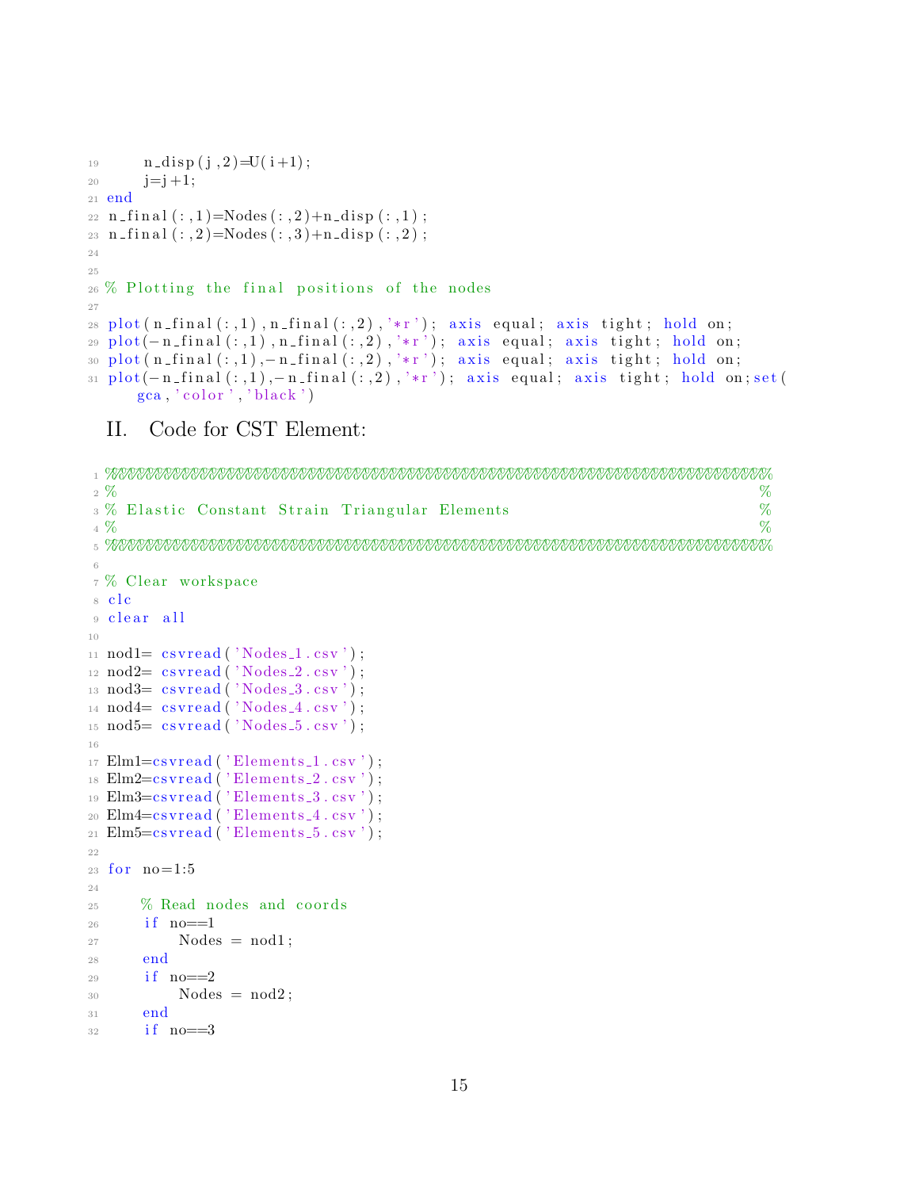```
    n_disp(j,2)=U(i+1);
    j=j+1;
end
n_final(:,1)=Nodes(:,2)+n_disp(:,1);
n_final(:,2)=Nodes(:,3)+n_disp(:,2);


% Plotting the final positions of the nodes

plot(n_final(:,1),n_final(:,2),'*r'); axis equal; axis tight; hold on;
plot(-n_final(:,1),n_final(:,2),'*r'); axis equal; axis tight; hold on;
plot(n_final(:,1),-n_final(:,2),'*r'); axis equal; axis tight; hold on;
plot(-n_final(:,1),-n_final(:,2),'*r'); axis equal; axis tight; hold on;set(
    gca,'color','black')
```

## II. Code for CST Element:

```
%%%%%%%%%%%%%%%%%%%%%%%%%%%%%%%%%%%%%%%%%%%%%%%%%%%%%%%%%%%%%%%%%%%%%%%%%%%%%%%%%%
%                                                                                %
% Elastic Constant Strain Triangular Elements                                    %
%                                                                                %
%%%%%%%%%%%%%%%%%%%%%%%%%%%%%%%%%%%%%%%%%%%%%%%%%%%%%%%%%%%%%%%%%%%%%%%%%%%%%%%%%%

% Clear workspace
clc
clear all

nod1= csvread('Nodes_1.csv');
nod2= csvread('Nodes_2.csv');
nod3= csvread('Nodes_3.csv');
nod4= csvread('Nodes_4.csv');
nod5= csvread('Nodes_5.csv');

Elm1=csvread('Elements_1.csv');
Elm2=csvread('Elements_2.csv');
Elm3=csvread('Elements_3.csv');
Elm4=csvread('Elements_4.csv');
Elm5=csvread('Elements_5.csv');

for no=1:5

    % Read nodes and coords
    if no==1
        Nodes = nod1;
    end
    if no==2
        Nodes = nod2;
    end
    if no==3
```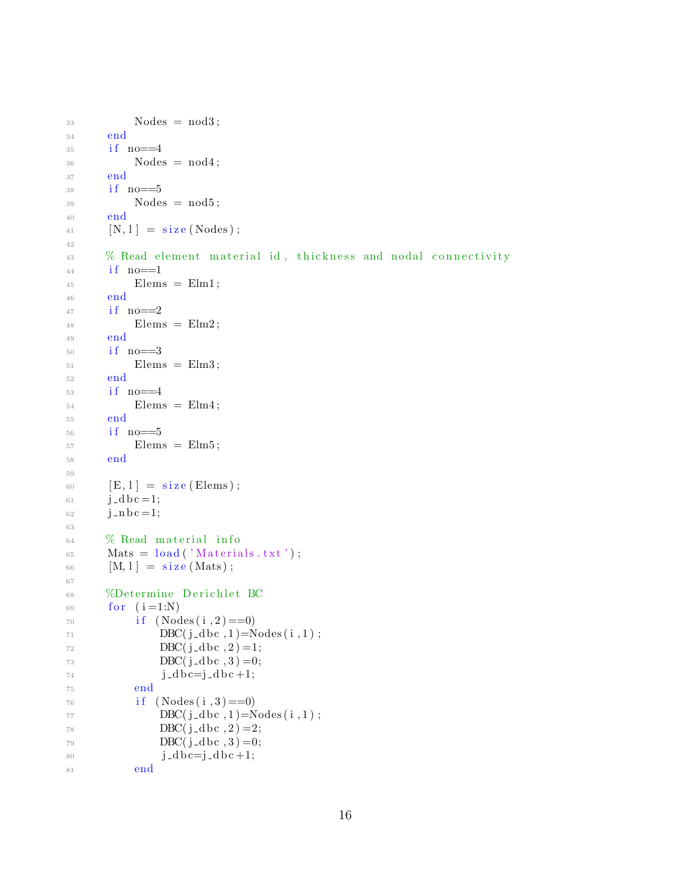```
        Nodes = nod3;
    end
    if no==4
        Nodes = nod4;
    end
    if no==5
        Nodes = nod5;
    end
    [N,l] = size(Nodes);

    % Read element material id, thickness and nodal connectivity
    if no==1
        Elems = Elm1;
    end
    if no==2
        Elems = Elm2;
    end
    if no==3
        Elems = Elm3;
    end
    if no==4
        Elems = Elm4;
    end
    if no==5
        Elems = Elm5;
    end

    [E,l] = size(Elems);
    j_dbc=1;
    j_nbc=1;

    % Read material info
    Mats = load('Materials.txt');
    [M,l] = size(Mats);

    %Determine Derichlet BC
    for (i=1:N)
        if (Nodes(i,2)==0)
            DBC(j_dbc,1)=Nodes(i,1);
            DBC(j_dbc,2)=1;
            DBC(j_dbc,3)=0;
            j_dbc=j_dbc+1;
        end
        if (Nodes(i,3)==0)
            DBC(j_dbc,1)=Nodes(i,1);
            DBC(j_dbc,2)=2;
            DBC(j_dbc,3)=0;
            j_dbc=j_dbc+1;
        end
```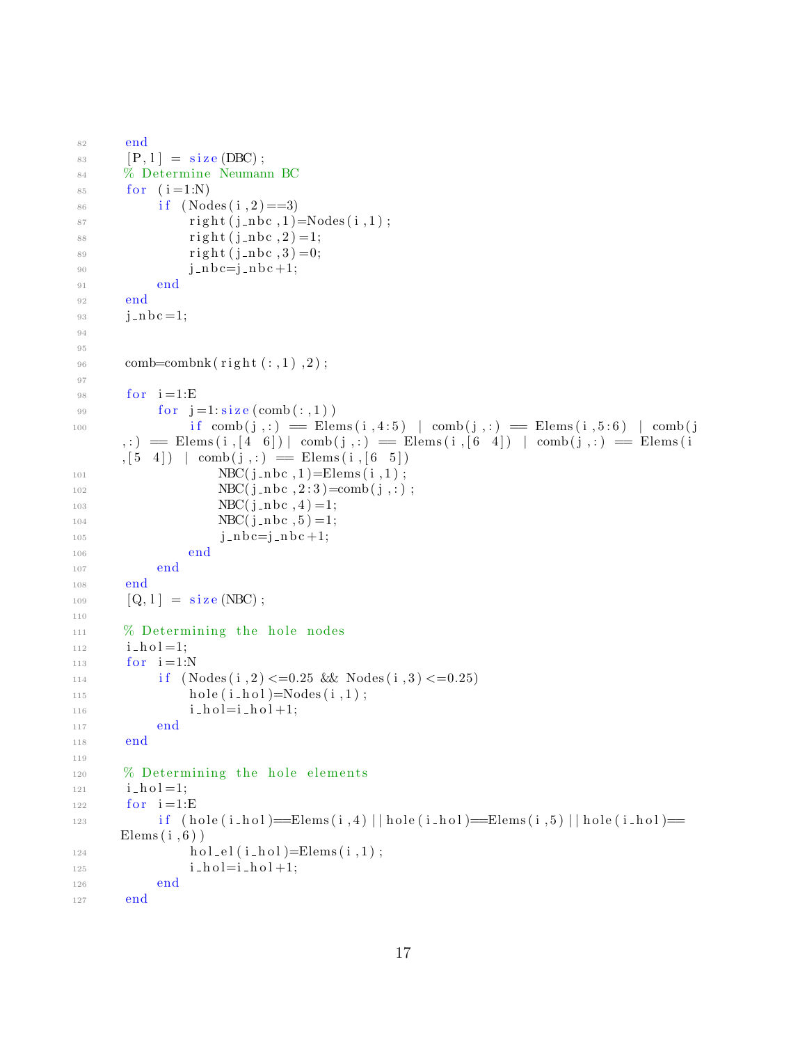```matlab
    end
    [P,l] = size(DBC);
    % Determine Neumann BC
    for (i=1:N)
        if (Nodes(i,2)==3)
            right(j_nbc,1)=Nodes(i,1);
            right(j_nbc,2)=1;
            right(j_nbc,3)=0;
            j_nbc=j_nbc+1;
        end
    end
    j_nbc=1;


    comb=combnk(right(:,1),2);

    for i=1:E
        for j=1:size(comb(:,1))
            if comb(j,:) == Elems(i,4:5) | comb(j,:) == Elems(i,5:6) | comb(j,:) == Elems(i,[4 6])| comb(j,:) == Elems(i,[6 4]) | comb(j,:) == Elems(i,[5 4]) | comb(j,:) == Elems(i,[6 5])
                NBC(j_nbc,1)=Elems(i,1);
                NBC(j_nbc,2:3)=comb(j,:);
                NBC(j_nbc,4)=1;
                NBC(j_nbc,5)=1;
                j_nbc=j_nbc+1;
            end
        end
    end
    [Q,l] = size(NBC);

    % Determining the hole nodes
    i_hol=1;
    for i=1:N
        if (Nodes(i,2)<=0.25 && Nodes(i,3)<=0.25)
            hole(i_hol)=Nodes(i,1);
            i_hol=i_hol+1;
        end
    end

    % Determining the hole elements
    i_hol=1;
    for i=1:E
        if (hole(i_hol)==Elems(i,4)||hole(i_hol)==Elems(i,5)||hole(i_hol)==Elems(i,6))
            hol_el(i_hol)=Elems(i,1);
            i_hol=i_hol+1;
        end
    end
```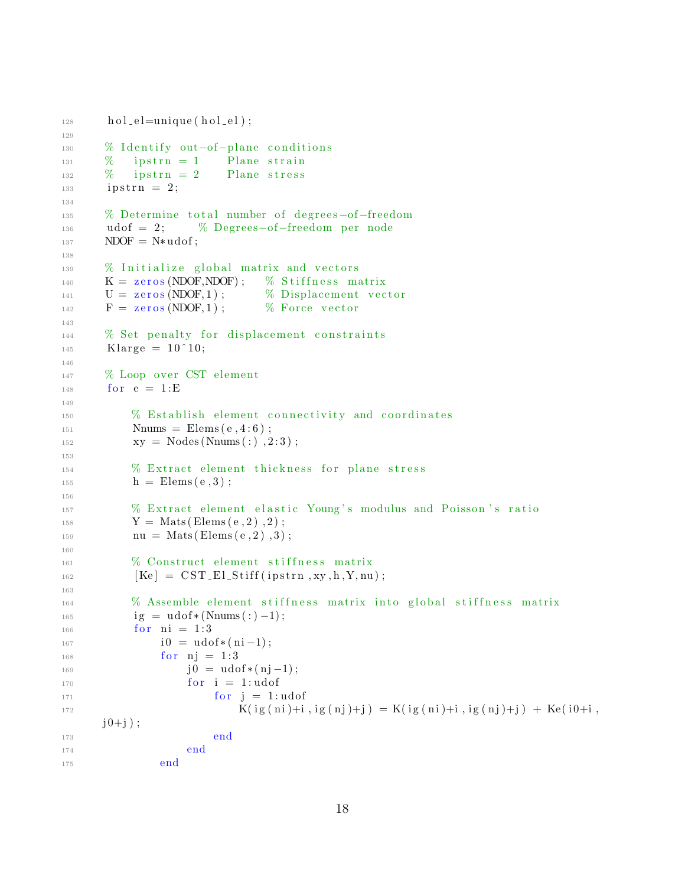```
128     hol_el=unique(hol_el);
129 
130     % Identify out-of-plane conditions
131     %   ipstrn = 1    Plane strain
132     %   ipstrn = 2    Plane stress
133     ipstrn = 2;
134 
135     % Determine total number of degrees-of-freedom
136     udof = 2;     % Degrees-of-freedom per node
137     NDOF = N*udof;
138 
139     % Initialize global matrix and vectors
140     K = zeros(NDOF,NDOF);   % Stiffness matrix
141     U = zeros(NDOF,1);      % Displacement vector
142     F = zeros(NDOF,1);      % Force vector
143 
144     % Set penalty for displacement constraints
145     Klarge = 10^10;
146 
147     % Loop over CST element
148     for e = 1:E
149 
150         % Establish element connectivity and coordinates
151         Nnums = Elems(e,4:6);
152         xy = Nodes(Nnums(:),2:3);
153 
154         % Extract element thickness for plane stress
155         h = Elems(e,3);
156 
157         % Extract element elastic Young's modulus and Poisson's ratio
158         Y = Mats(Elems(e,2),2);
159         nu = Mats(Elems(e,2),3);
160 
161         % Construct element stiffness matrix
162         [Ke] = CST_El_Stiff(ipstrn,xy,h,Y,nu);
163 
164         % Assemble element stiffness matrix into global stiffness matrix
165         ig = udof*(Nnums(:)-1);
166         for ni = 1:3
167             i0 = udof*(ni-1);
168             for nj = 1:3
169                 j0 = udof*(nj-1);
170                 for i = 1:udof
171                     for j = 1:udof
172                         K(ig(ni)+i,ig(nj)+j) = K(ig(ni)+i,ig(nj)+j) + Ke(i0+i,
        j0+j);
173                     end
174                 end
175             end
```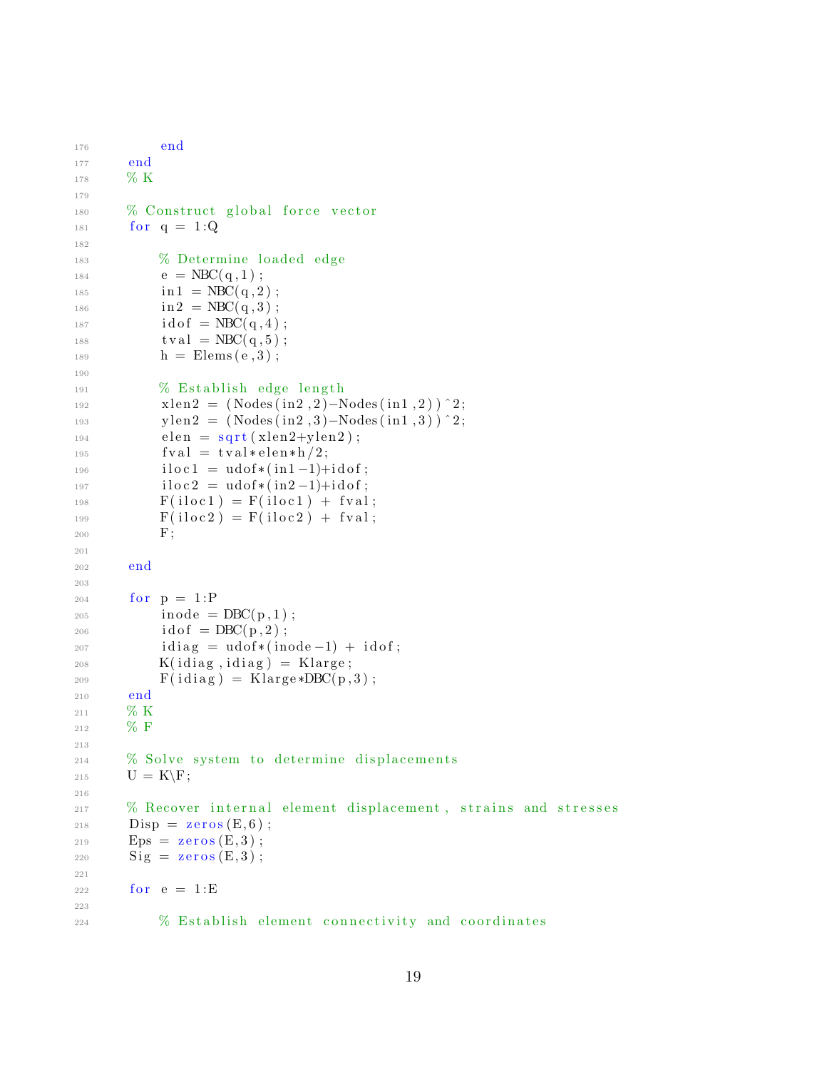```
        end
    end
    % K

    % Construct global force vector
    for q = 1:Q

        % Determine loaded edge
        e = NBC(q,1);
        in1 = NBC(q,2);
        in2 = NBC(q,3);
        idof = NBC(q,4);
        tval = NBC(q,5);
        h = Elems(e,3);

        % Establish edge length
        xlen2 = (Nodes(in2,2)-Nodes(in1,2))^2;
        ylen2 = (Nodes(in2,3)-Nodes(in1,3))^2;
        elen = sqrt(xlen2+ylen2);
        fval = tval*elen*h/2;
        iloc1 = udof*(in1-1)+idof;
        iloc2 = udof*(in2-1)+idof;
        F(iloc1) = F(iloc1) + fval;
        F(iloc2) = F(iloc2) + fval;
        F;

    end

    for p = 1:P
        inode = DBC(p,1);
        idof = DBC(p,2);
        idiag = udof*(inode-1) + idof;
        K(idiag,idiag) = Klarge;
        F(idiag) = Klarge*DBC(p,3);
    end
    % K
    % F

    % Solve system to determine displacements
    U = K\F;

    % Recover internal element displacement, strains and stresses
    Disp = zeros(E,6);
    Eps = zeros(E,3);
    Sig = zeros(E,3);

    for e = 1:E

        % Establish element connectivity and coordinates
```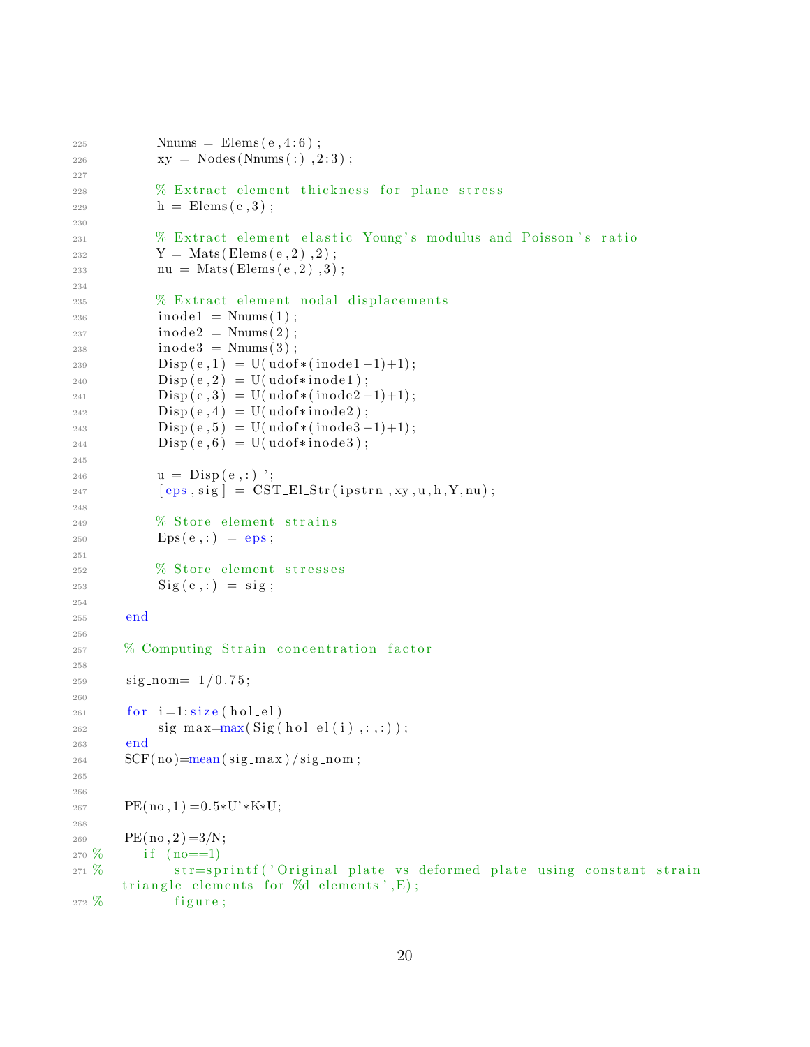```
225         Nnums = Elems(e,4:6);
226         xy = Nodes(Nnums(:),2:3);
227 
228         % Extract element thickness for plane stress
229         h = Elems(e,3);
230 
231         % Extract element elastic Young's modulus and Poisson's ratio
232         Y = Mats(Elems(e,2),2);
233         nu = Mats(Elems(e,2),3);
234 
235         % Extract element nodal displacements
236         inode1 = Nnums(1);
237         inode2 = Nnums(2);
238         inode3 = Nnums(3);
239         Disp(e,1) = U(udof*(inode1-1)+1);
240         Disp(e,2) = U(udof*inode1);
241         Disp(e,3) = U(udof*(inode2-1)+1);
242         Disp(e,4) = U(udof*inode2);
243         Disp(e,5) = U(udof*(inode3-1)+1);
244         Disp(e,6) = U(udof*inode3);
245 
246         u = Disp(e,:)';
247         [eps,sig] = CST_El_Str(ipstrn,xy,u,h,Y,nu);
248 
249         % Store element strains
250         Eps(e,:) = eps;
251 
252         % Store element stresses
253         Sig(e,:) = sig;
254 
255     end
256 
257     % Computing Strain concentration factor
258 
259     sig_nom= 1/0.75;
260 
261     for i=1:size(hol_el)
262         sig_max=max(Sig(hol_el(i),:,:));
263     end
264     SCF(no)=mean(sig_max)/sig_nom;
265 
266 
267     PE(no,1)=0.5*U'*K*U;
268 
269     PE(no,2)=3/N;
270 %      if (no==1)
271 %          str=sprintf('Original plate vs deformed plate using constant strain
      triangle elements for %d elements',E);
272 %          figure;
```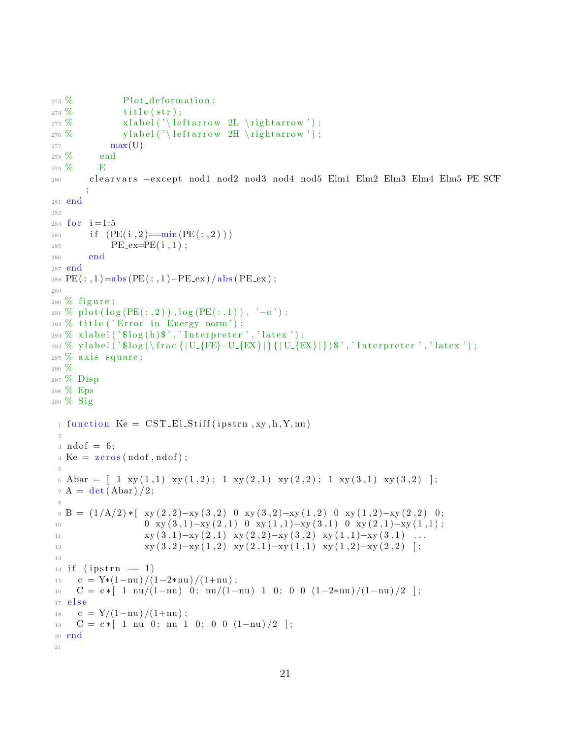```
273 %           Plot_deformation;
274 %           title(str);
275 %           xlabel('\leftarrow 2L \rightarrow');
276 %           ylabel('\leftarrow 2H \rightarrow');
277           max(U)
278 %       end
279 %       E
280      clearvars -except nod1 nod2 nod3 nod4 nod5 Elm1 Elm2 Elm3 Elm4 Elm5 PE SCF
         ;
281 end
282
283 for i=1:5
284     if (PE(i,2)==min(PE(:,2)))
285         PE_ex=PE(i,1);
286     end
287 end
288 PE(:,1)=abs(PE(:,1)-PE_ex)/abs(PE_ex);
289
290 % figure;
291 % plot(log(PE(:,2)),log(PE(:,1)), '-o');
292 % title('Error in Energy norm');
293 % xlabel('$log(h)$','Interpreter','latex');
294 % ylabel('$log(\frac{|U_{FE}-U_{EX}|}{|U_{EX}|})$','Interpreter','latex');
295 % axis square;
296 %
297 % Disp
298 % Eps
299 % Sig
```

```
1 function Ke = CST_El_Stiff(ipstrn,xy,h,Y,nu)
2
3 ndof = 6;
4 Ke = zeros(ndof,ndof);
5
6 Abar = [ 1 xy(1,1) xy(1,2); 1 xy(2,1) xy(2,2); 1 xy(3,1) xy(3,2) ];
7 A = det(Abar)/2;
8
9 B = (1/A/2)*[ xy(2,2)-xy(3,2) 0 xy(3,2)-xy(1,2) 0 xy(1,2)-xy(2,2) 0;
10              0 xy(3,1)-xy(2,1) 0 xy(1,1)-xy(3,1) 0 xy(2,1)-xy(1,1);
11              xy(3,1)-xy(2,1) xy(2,2)-xy(3,2) xy(1,1)-xy(3,1) ...
12              xy(3,2)-xy(1,2) xy(2,1)-xy(1,1) xy(1,2)-xy(2,2) ];
13
14 if (ipstrn == 1)
15   c = Y*(1-nu)/(1-2*nu)/(1+nu);
16   C = c*[ 1 nu/(1-nu) 0; nu/(1-nu) 1 0; 0 0 (1-2*nu)/(1-nu)/2 ];
17 else
18   c = Y/(1-nu)/(1+nu);
19   C = c*[ 1 nu 0; nu 1 0; 0 0 (1-nu)/2 ];
20 end
21
```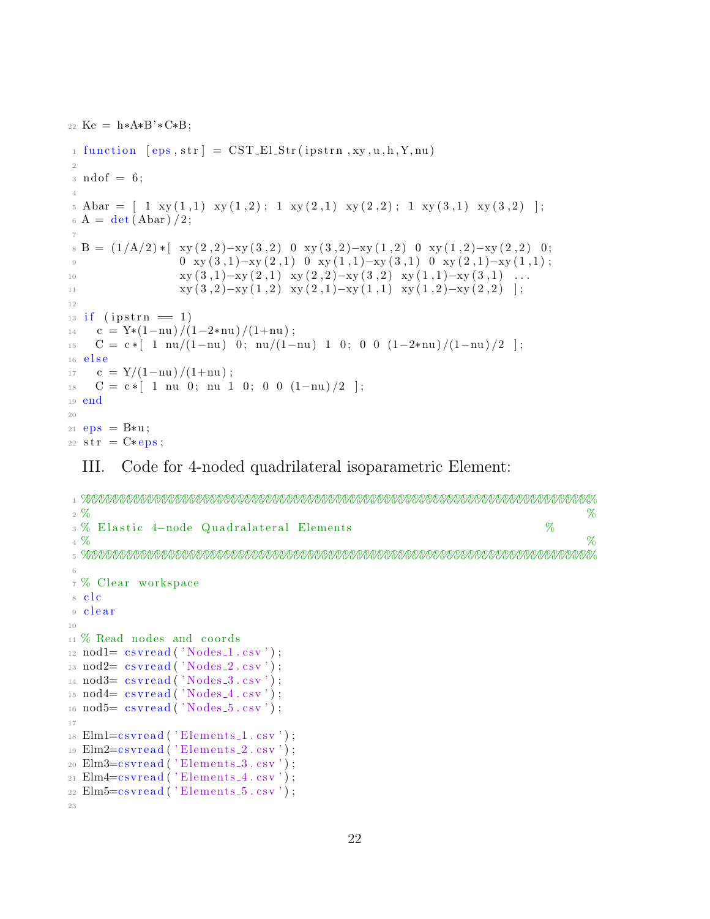```
22 Ke = h*A*B'*C*B;
```

```
1 function [eps,str] = CST_El_Str(ipstrn,xy,u,h,Y,nu)
2 
3 ndof = 6;
4 
5 Abar = [ 1 xy(1,1) xy(1,2); 1 xy(2,1) xy(2,2); 1 xy(3,1) xy(3,2) ];
6 A = det(Abar)/2;
7 
8 B = (1/A/2)*[ xy(2,2)-xy(3,2) 0 xy(3,2)-xy(1,2) 0 xy(1,2)-xy(2,2) 0;
9               0 xy(3,1)-xy(2,1) 0 xy(1,1)-xy(3,1) 0 xy(2,1)-xy(1,1);
10              xy(3,1)-xy(2,1) xy(2,2)-xy(3,2) xy(1,1)-xy(3,1) ...
11              xy(3,2)-xy(1,2) xy(2,1)-xy(1,1) xy(1,2)-xy(2,2) ];
12 
13 if (ipstrn == 1)
14   c = Y*(1-nu)/(1-2*nu)/(1+nu);
15   C = c*[ 1 nu/(1-nu) 0; nu/(1-nu) 1 0; 0 0 (1-2*nu)/(1-nu)/2 ];
16 else
17   c = Y/(1-nu)/(1+nu);
18   C = c*[ 1 nu 0; nu 1 0; 0 0 (1-nu)/2 ];
19 end
20 
21 eps = B*u;
22 str = C*eps;
```

## III. Code for 4-noded quadrilateral isoparametric Element:

```
1 %%%%%%%%%%%%%%%%%%%%%%%%%%%%%%%%%%%%%%%%%%%%%%%%%%%%%%%%%%%%%%%%%%%%%%%%%%%%%%%%
2 %                                                                              %
3 % Elastic 4-node Quadralateral Elements                                   %
4 %                                                                              %
5 %%%%%%%%%%%%%%%%%%%%%%%%%%%%%%%%%%%%%%%%%%%%%%%%%%%%%%%%%%%%%%%%%%%%%%%%%%%%%%%%
6 
7 % Clear workspace
8 clc
9 clear
10 
11 % Read nodes and coords
12 nod1= csvread('Nodes_1.csv');
13 nod2= csvread('Nodes_2.csv');
14 nod3= csvread('Nodes_3.csv');
15 nod4= csvread('Nodes_4.csv');
16 nod5= csvread('Nodes_5.csv');
17 
18 Elm1=csvread('Elements_1.csv');
19 Elm2=csvread('Elements_2.csv');
20 Elm3=csvread('Elements_3.csv');
21 Elm4=csvread('Elements_4.csv');
22 Elm5=csvread('Elements_5.csv');
23 
```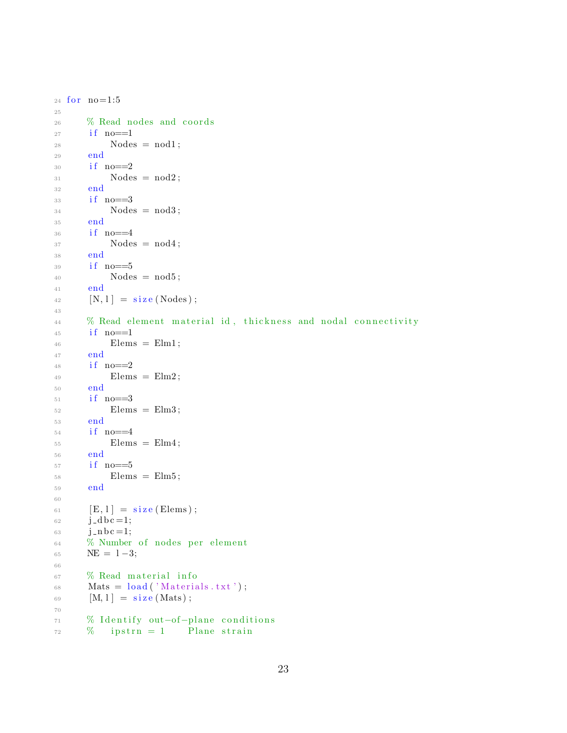```matlab
for no=1:5

    % Read nodes and coords
    if no==1
        Nodes = nod1;
    end
    if no==2
        Nodes = nod2;
    end
    if no==3
        Nodes = nod3;
    end
    if no==4
        Nodes = nod4;
    end
    if no==5
        Nodes = nod5;
    end
    [N,l] = size(Nodes);

    % Read element material id, thickness and nodal connectivity
    if no==1
        Elems = Elm1;
    end
    if no==2
        Elems = Elm2;
    end
    if no==3
        Elems = Elm3;
    end
    if no==4
        Elems = Elm4;
    end
    if no==5
        Elems = Elm5;
    end

    [E,l] = size(Elems);
    j_dbc=1;
    j_nbc=1;
    % Number of nodes per element
    NE = l-3;

    % Read material info
    Mats = load('Materials.txt');
    [M,l] = size(Mats);

    % Identify out-of-plane conditions
    %   ipstrn = 1    Plane strain
```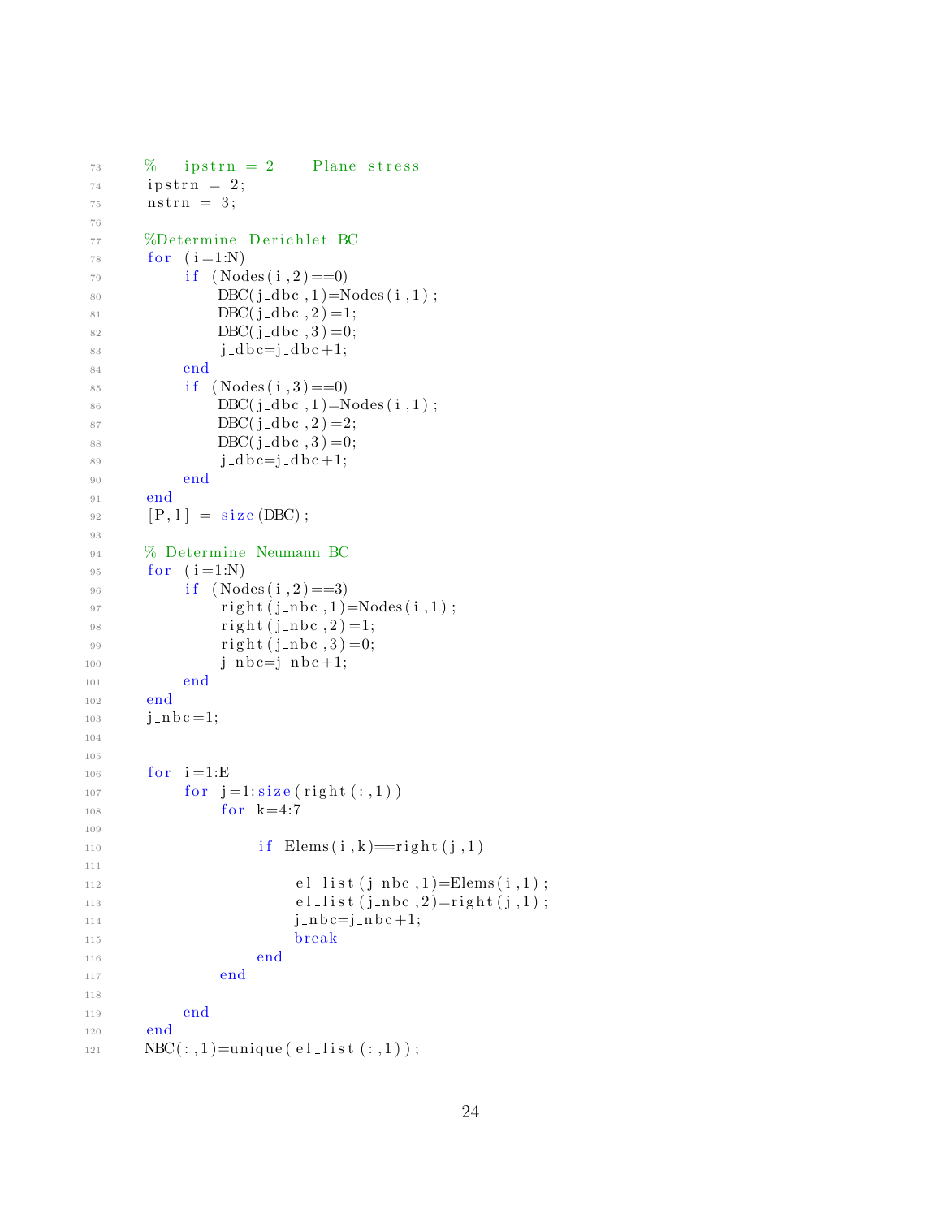```
%   ipstrn = 2    Plane stress
ipstrn = 2;
nstrn = 3;

%Determine Derichlet BC
for (i=1:N)
    if (Nodes(i,2)==0)
        DBC(j_dbc,1)=Nodes(i,1);
        DBC(j_dbc,2)=1;
        DBC(j_dbc,3)=0;
        j_dbc=j_dbc+1;
    end
    if (Nodes(i,3)==0)
        DBC(j_dbc,1)=Nodes(i,1);
        DBC(j_dbc,2)=2;
        DBC(j_dbc,3)=0;
        j_dbc=j_dbc+1;
    end
end
[P,l] = size(DBC);

% Determine Neumann BC
for (i=1:N)
    if (Nodes(i,2)==3)
        right(j_nbc,1)=Nodes(i,1);
        right(j_nbc,2)=1;
        right(j_nbc,3)=0;
        j_nbc=j_nbc+1;
    end
end
j_nbc=1;


for i=1:E
    for j=1:size(right(:,1))
        for k=4:7

            if Elems(i,k)==right(j,1)

                el_list(j_nbc,1)=Elems(i,1);
                el_list(j_nbc,2)=right(j,1);
                j_nbc=j_nbc+1;
                break
            end
        end

    end
end
NBC(:,1)=unique(el_list(:,1));
```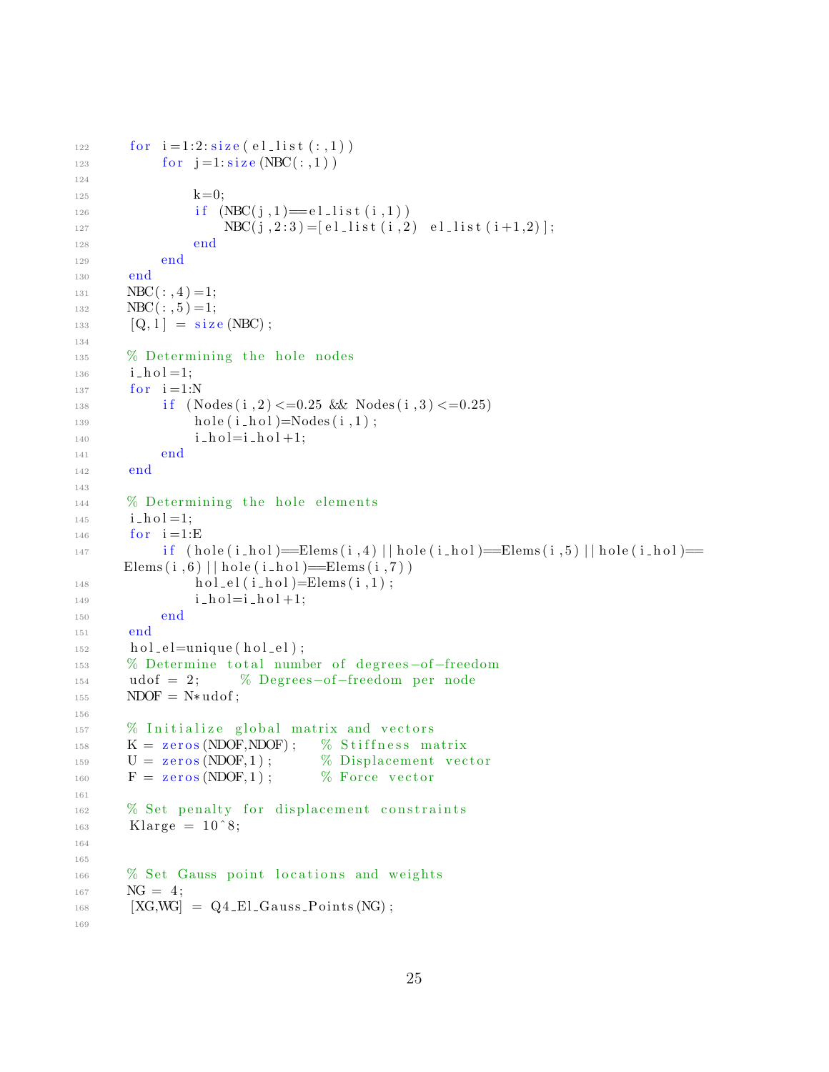```
    for i=1:2:size(el_list(:,1))
        for j=1:size(NBC(:,1))

            k=0;
            if (NBC(j,1)==el_list(i,1))
                NBC(j,2:3)=[el_list(i,2) el_list(i+1,2)];
            end
        end
    end
    NBC(:,4)=1;
    NBC(:,5)=1;
    [Q,l] = size(NBC);

    % Determining the hole nodes
    i_hol=1;
    for i=1:N
        if (Nodes(i,2)<=0.25 && Nodes(i,3)<=0.25)
            hole(i_hol)=Nodes(i,1);
            i_hol=i_hol+1;
        end
    end

    % Determining the hole elements
    i_hol=1;
    for i=1:E
        if (hole(i_hol)==Elems(i,4)||hole(i_hol)==Elems(i,5)||hole(i_hol)==Elems(i,6)||hole(i_hol)==Elems(i,7))
            hol_el(i_hol)=Elems(i,1);
            i_hol=i_hol+1;
        end
    end
    hol_el=unique(hol_el);
    % Determine total number of degrees-of-freedom
    udof = 2;     % Degrees-of-freedom per node
    NDOF = N*udof;

    % Initialize global matrix and vectors
    K = zeros(NDOF,NDOF);   % Stiffness matrix
    U = zeros(NDOF,1);      % Displacement vector
    F = zeros(NDOF,1);      % Force vector

    % Set penalty for displacement constraints
    Klarge = 10^8;


    % Set Gauss point locations and weights
    NG = 4;
    [XG,WG] = Q4_El_Gauss_Points(NG);

```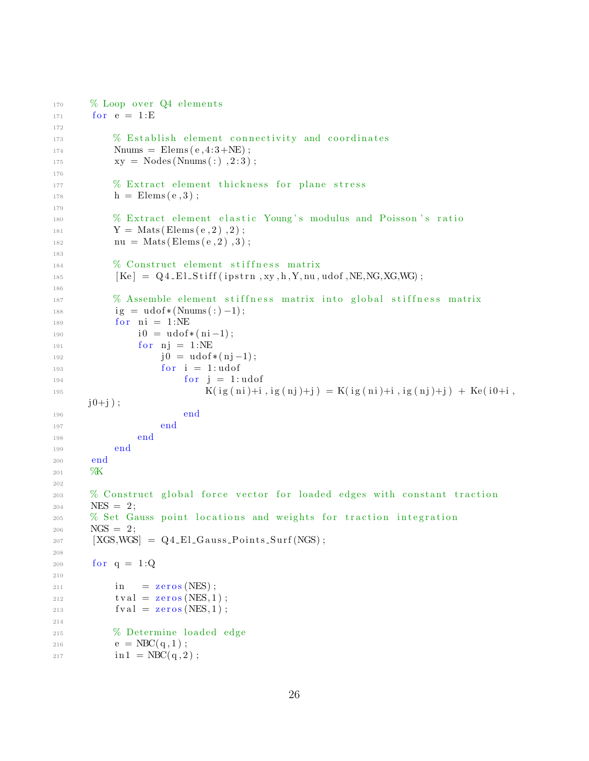```
170     % Loop over Q4 elements
171     for e = 1:E
172
173         % Establish element connectivity and coordinates
174         Nnums = Elems(e,4:3+NE);
175         xy = Nodes(Nnums(:),2:3);
176
177         % Extract element thickness for plane stress
178         h = Elems(e,3);
179
180         % Extract element elastic Young's modulus and Poisson's ratio
181         Y = Mats(Elems(e,2),2);
182         nu = Mats(Elems(e,2),3);
183
184         % Construct element stiffness matrix
185         [Ke] = Q4_El_Stiff(ipstrn,xy,h,Y,nu,udof,NE,NG,XG,WG);
186
187         % Assemble element stiffness matrix into global stiffness matrix
188         ig = udof*(Nnums(:)-1);
189         for ni = 1:NE
190             i0 = udof*(ni-1);
191             for nj = 1:NE
192                 j0 = udof*(nj-1);
193                 for i = 1:udof
194                     for j = 1:udof
195                         K(ig(ni)+i,ig(nj)+j) = K(ig(ni)+i,ig(nj)+j) + Ke(i0+i,
    j0+j);
196                     end
197                 end
198             end
199         end
200     end
201     %K
202
203     % Construct global force vector for loaded edges with constant traction
204     NES = 2;
205     % Set Gauss point locations and weights for traction integration
206     NGS = 2;
207     [XGS,WGS] = Q4_El_Gauss_Points_Surf(NGS);
208
209     for q = 1:Q
210
211         in   = zeros(NES);
212         tval = zeros(NES,1);
213         fval = zeros(NES,1);
214
215         % Determine loaded edge
216         e = NBC(q,1);
217         in1 = NBC(q,2);
```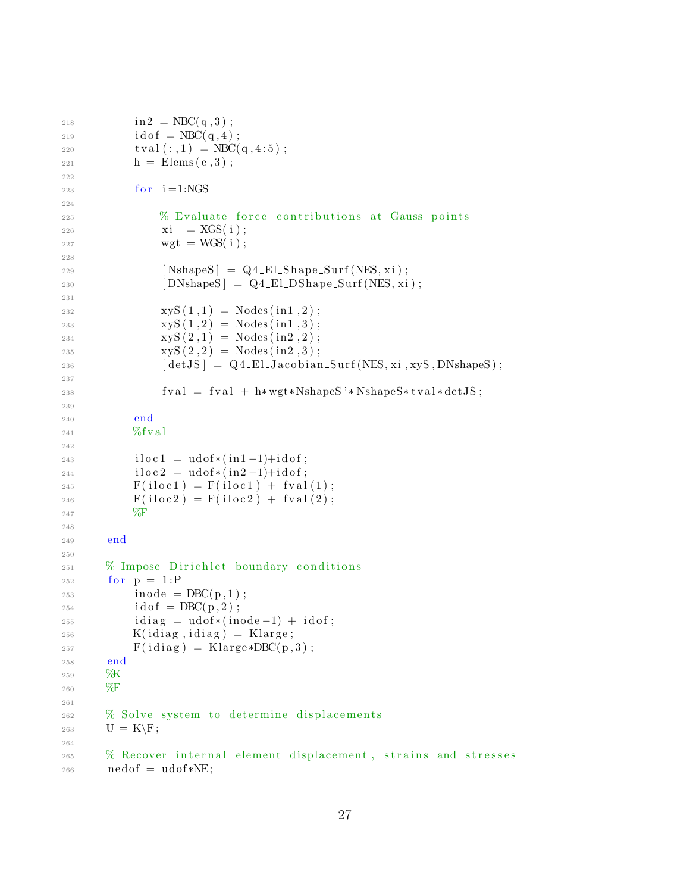```
218         in2 = NBC(q,3);
219         idof = NBC(q,4);
220         tval(:,1) = NBC(q,4:5);
221         h = Elems(e,3);
222 
223         for i=1:NGS
224 
225             % Evaluate force contributions at Gauss points
226             xi  = XGS(i);
227             wgt = WGS(i);
228 
229             [NshapeS] = Q4_El_Shape_Surf(NES,xi);
230             [DNshapeS] = Q4_El_DShape_Surf(NES,xi);
231 
232             xyS(1,1) = Nodes(in1,2);
233             xyS(1,2) = Nodes(in1,3);
234             xyS(2,1) = Nodes(in2,2);
235             xyS(2,2) = Nodes(in2,3);
236             [detJS] = Q4_El_Jacobian_Surf(NES,xi,xyS,DNshapeS);
237 
238             fval = fval + h*wgt*NshapeS'*NshapeS*tval*detJS;
239 
240         end
241         %fval
242 
243         iloc1 = udof*(in1-1)+idof;
244         iloc2 = udof*(in2-1)+idof;
245         F(iloc1) = F(iloc1) + fval(1);
246         F(iloc2) = F(iloc2) + fval(2);
247         %F
248 
249     end
250 
251     % Impose Dirichlet boundary conditions
252     for p = 1:P
253         inode = DBC(p,1);
254         idof = DBC(p,2);
255         idiag = udof*(inode-1) + idof;
256         K(idiag,idiag) = Klarge;
257         F(idiag) = Klarge*DBC(p,3);
258     end
259     %K
260     %F
261 
262     % Solve system to determine displacements
263     U = K\F;
264 
265     % Recover internal element displacement, strains and stresses
266     nedof = udof*NE;
```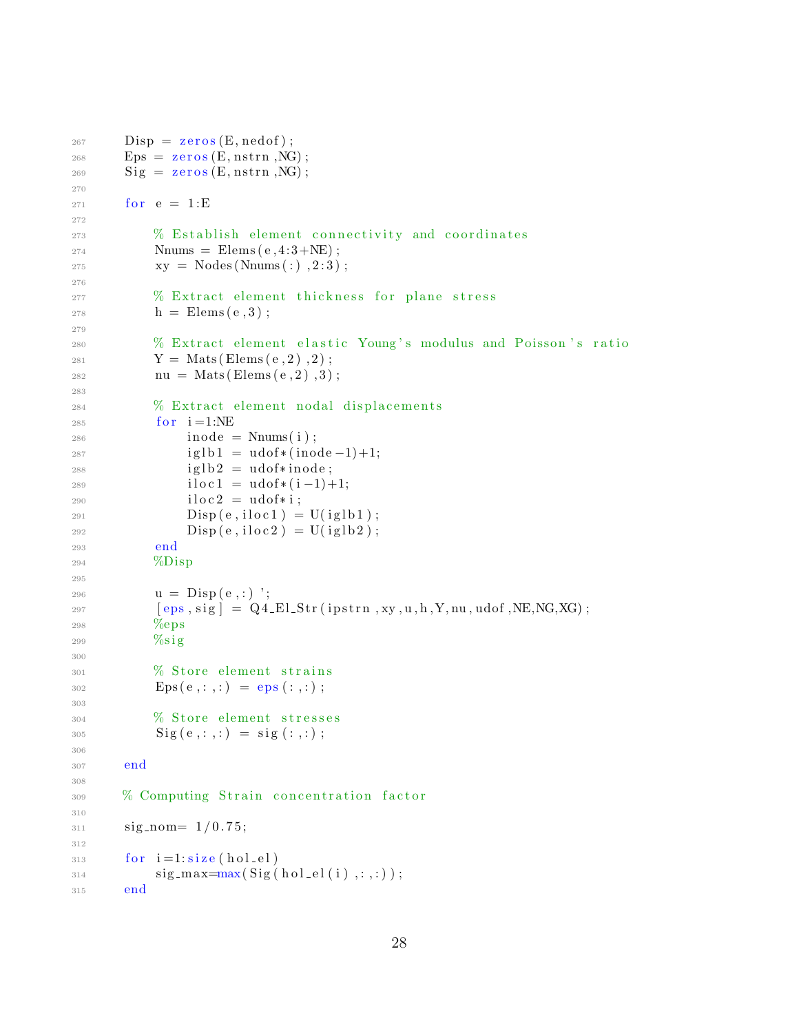```
    Disp = zeros(E,nedof);
    Eps = zeros(E,nstrn,NG);
    Sig = zeros(E,nstrn,NG);

    for e = 1:E

        % Establish element connectivity and coordinates
        Nnums = Elems(e,4:3+NE);
        xy = Nodes(Nnums(:),2:3);

        % Extract element thickness for plane stress
        h = Elems(e,3);

        % Extract element elastic Young's modulus and Poisson's ratio
        Y = Mats(Elems(e,2),2);
        nu = Mats(Elems(e,2),3);

        % Extract element nodal displacements
        for i=1:NE
            inode = Nnums(i);
            iglb1 = udof*(inode-1)+1;
            iglb2 = udof*inode;
            iloc1 = udof*(i-1)+1;
            iloc2 = udof*i;
            Disp(e,iloc1) = U(iglb1);
            Disp(e,iloc2) = U(iglb2);
        end
        %Disp

        u = Disp(e,:)';
        [eps,sig] = Q4_El_Str(ipstrn,xy,u,h,Y,nu,udof,NE,NG,XG);
        %eps
        %sig

        % Store element strains
        Eps(e,:,:) = eps(:,:);

        % Store element stresses
        Sig(e,:,:) = sig(:,:);

    end

    % Computing Strain concentration factor

    sig_nom= 1/0.75;

    for i=1:size(hol_el)
        sig_max=max(Sig(hol_el(i),:,:));
    end
```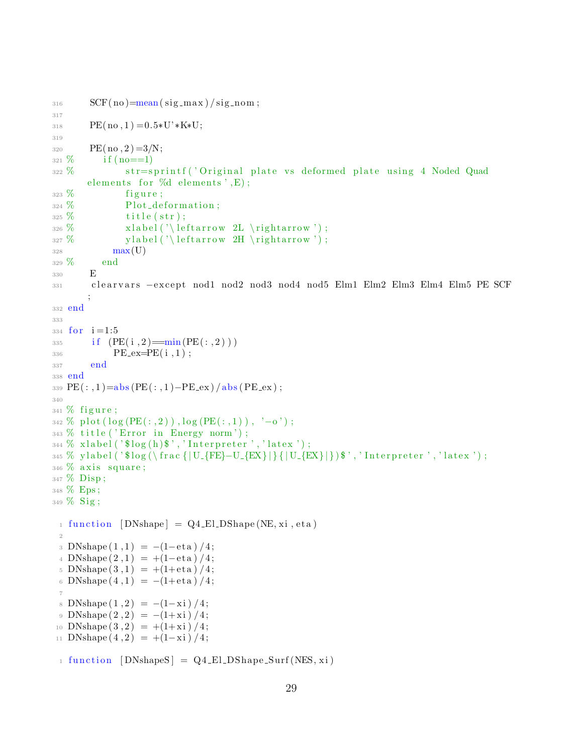```
316     SCF(no)=mean(sig_max)/sig_nom;
317
318     PE(no,1)=0.5*U'*K*U;
319
320     PE(no,2)=3/N;
321 %      if(no==1)
322 %          str=sprintf('Original plate vs deformed plate using 4 Noded Quad
       elements for %d elements',E);
323 %          figure;
324 %          Plot_deformation;
325 %          title(str);
326 %          xlabel('\leftarrow 2L \rightarrow');
327 %          ylabel('\leftarrow 2H \rightarrow');
328          max(U)
329 %      end
330     E
331     clearvars -except nod1 nod2 nod3 nod4 nod5 Elm1 Elm2 Elm3 Elm4 Elm5 PE SCF
       ;
332 end
333
334 for i=1:5
335     if (PE(i,2)==min(PE(:,2)))
336         PE_ex=PE(i,1);
337     end
338 end
339 PE(:,1)=abs(PE(:,1)-PE_ex)/abs(PE_ex);
340
341 % figure;
342 % plot(log(PE(:,2)),log(PE(:,1)), '-o');
343 % title('Error in Energy norm');
344 % xlabel('$log(h)$','Interpreter','latex');
345 % ylabel('$log(\frac{|U_{FE}-U_{EX}|}{|U_{EX}|})$','Interpreter','latex');
346 % axis square;
347 % Disp;
348 % Eps;
349 % Sig;
```

```
1 function [DNshape] = Q4_El_DShape(NE,xi,eta)
2
3 DNshape(1,1) = -(1-eta)/4;
4 DNshape(2,1) = +(1-eta)/4;
5 DNshape(3,1) = +(1+eta)/4;
6 DNshape(4,1) = -(1+eta)/4;
7
8 DNshape(1,2) = -(1-xi)/4;
9 DNshape(2,2) = -(1+xi)/4;
10 DNshape(3,2) = +(1+xi)/4;
11 DNshape(4,2) = +(1-xi)/4;
```

```
1 function [DNshapeS] = Q4_El_DShape_Surf(NES,xi)
```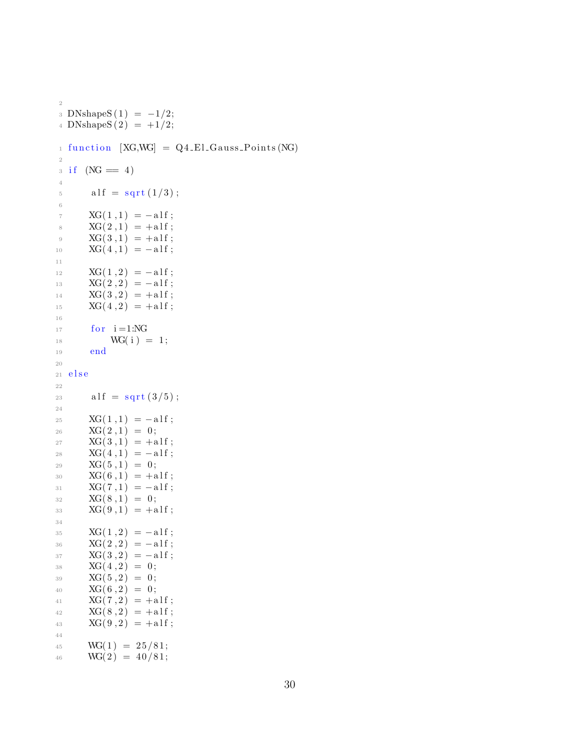```

DNshapeS(1) = -1/2;
DNshapeS(2) = +1/2;
```

```
function [XG,WG] = Q4_El_Gauss_Points(NG)

if (NG == 4)

    alf = sqrt(1/3);

    XG(1,1) = -alf;
    XG(2,1) = +alf;
    XG(3,1) = +alf;
    XG(4,1) = -alf;

    XG(1,2) = -alf;
    XG(2,2) = -alf;
    XG(3,2) = +alf;
    XG(4,2) = +alf;

    for i=1:NG
        WG(i) = 1;
    end

else

    alf = sqrt(3/5);

    XG(1,1) = -alf;
    XG(2,1) = 0;
    XG(3,1) = +alf;
    XG(4,1) = -alf;
    XG(5,1) = 0;
    XG(6,1) = +alf;
    XG(7,1) = -alf;
    XG(8,1) = 0;
    XG(9,1) = +alf;

    XG(1,2) = -alf;
    XG(2,2) = -alf;
    XG(3,2) = -alf;
    XG(4,2) = 0;
    XG(5,2) = 0;
    XG(6,2) = 0;
    XG(7,2) = +alf;
    XG(8,2) = +alf;
    XG(9,2) = +alf;

    WG(1) = 25/81;
    WG(2) = 40/81;
```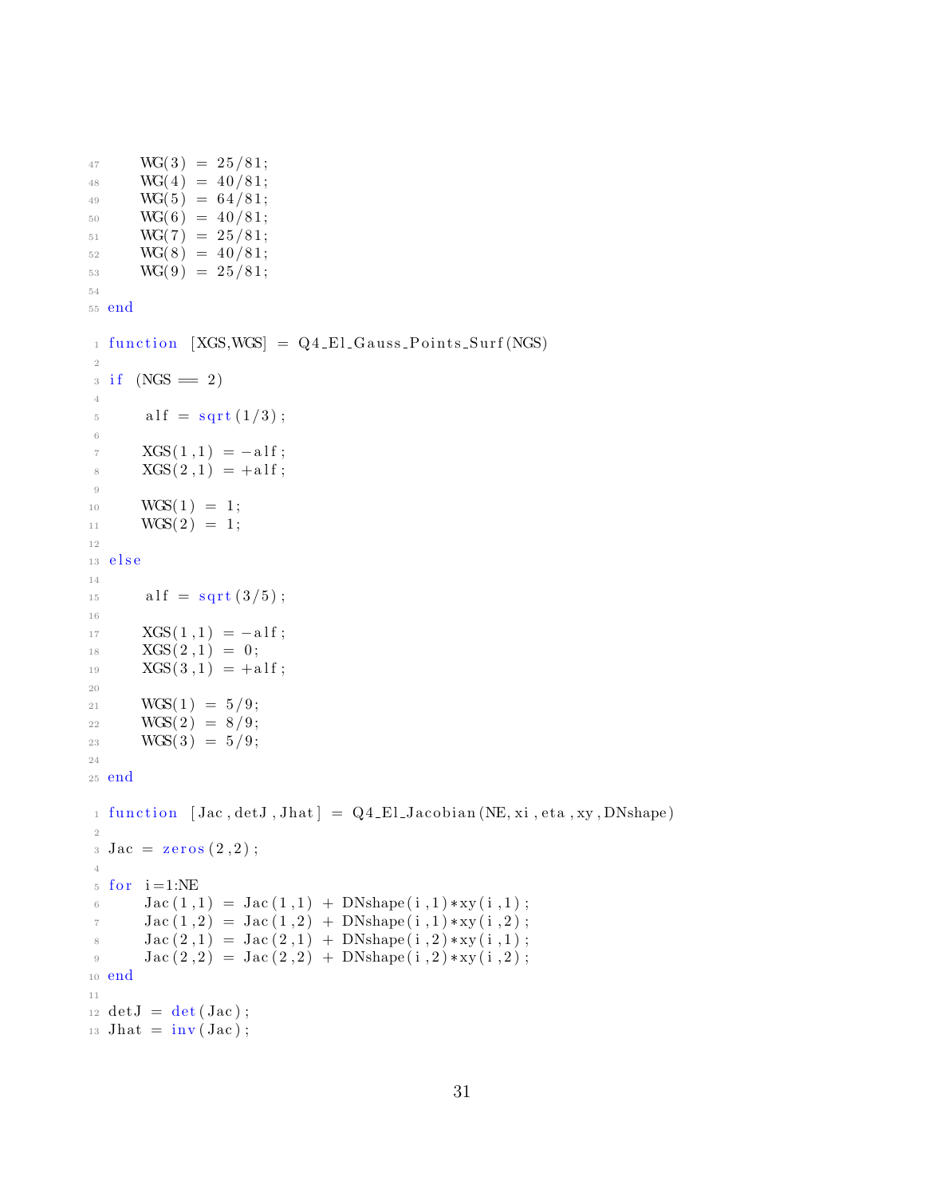```
    WG(3) = 25/81;
    WG(4) = 40/81;
    WG(5) = 64/81;
    WG(6) = 40/81;
    WG(7) = 25/81;
    WG(8) = 40/81;
    WG(9) = 25/81;

end
```

```
function [XGS,WGS] = Q4_El_Gauss_Points_Surf(NGS)

if (NGS == 2)

    alf = sqrt(1/3);

    XGS(1,1) = -alf;
    XGS(2,1) = +alf;

    WGS(1) = 1;
    WGS(2) = 1;

else

    alf = sqrt(3/5);

    XGS(1,1) = -alf;
    XGS(2,1) = 0;
    XGS(3,1) = +alf;

    WGS(1) = 5/9;
    WGS(2) = 8/9;
    WGS(3) = 5/9;

end
```

```
function [Jac,detJ,Jhat] = Q4_El_Jacobian(NE,xi,eta,xy,DNshape)

Jac = zeros(2,2);

for i=1:NE
    Jac(1,1) = Jac(1,1) + DNshape(i,1)*xy(i,1);
    Jac(1,2) = Jac(1,2) + DNshape(i,1)*xy(i,2);
    Jac(2,1) = Jac(2,1) + DNshape(i,2)*xy(i,1);
    Jac(2,2) = Jac(2,2) + DNshape(i,2)*xy(i,2);
end

detJ = det(Jac);
Jhat = inv(Jac);
```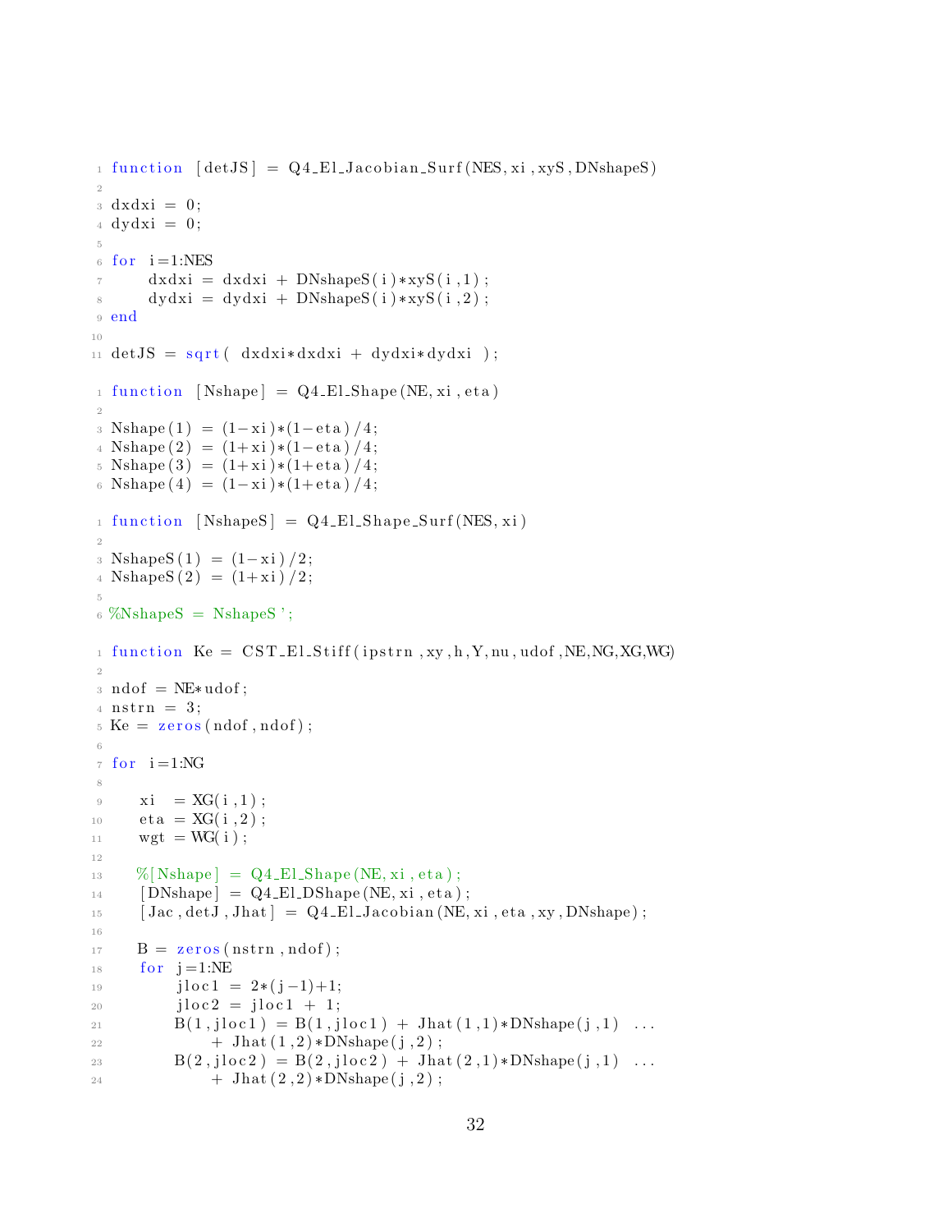```
function [detJS] = Q4_El_Jacobian_Surf(NES,xi,xyS,DNshapeS)

dxdxi = 0;
dydxi = 0;

for i=1:NES
    dxdxi = dxdxi + DNshapeS(i)*xyS(i,1);
    dydxi = dydxi + DNshapeS(i)*xyS(i,2);
end

detJS = sqrt( dxdxi*dxdxi + dydxi*dydxi );
```

```
function [Nshape] = Q4_El_Shape(NE,xi,eta)

Nshape(1) = (1-xi)*(1-eta)/4;
Nshape(2) = (1+xi)*(1-eta)/4;
Nshape(3) = (1+xi)*(1+eta)/4;
Nshape(4) = (1-xi)*(1+eta)/4;
```

```
function [NshapeS] = Q4_El_Shape_Surf(NES,xi)

NshapeS(1) = (1-xi)/2;
NshapeS(2) = (1+xi)/2;

%NshapeS = NshapeS';
```

```
function Ke = CST_El_Stiff(ipstrn,xy,h,Y,nu,udof,NE,NG,XG,WG)

ndof = NE*udof;
nstrn = 3;
Ke = zeros(ndof,ndof);

for i=1:NG

    xi  = XG(i,1);
    eta = XG(i,2);
    wgt = WG(i);

    %[Nshape] = Q4_El_Shape(NE,xi,eta);
    [DNshape] = Q4_El_DShape(NE,xi,eta);
    [Jac,detJ,Jhat] = Q4_El_Jacobian(NE,xi,eta,xy,DNshape);

    B = zeros(nstrn,ndof);
    for j=1:NE
        jloc1 = 2*(j-1)+1;
        jloc2 = jloc1 + 1;
        B(1,jloc1) = B(1,jloc1) + Jhat(1,1)*DNshape(j,1) ...
            + Jhat(1,2)*DNshape(j,2);
        B(2,jloc2) = B(2,jloc2) + Jhat(2,1)*DNshape(j,1) ...
            + Jhat(2,2)*DNshape(j,2);
```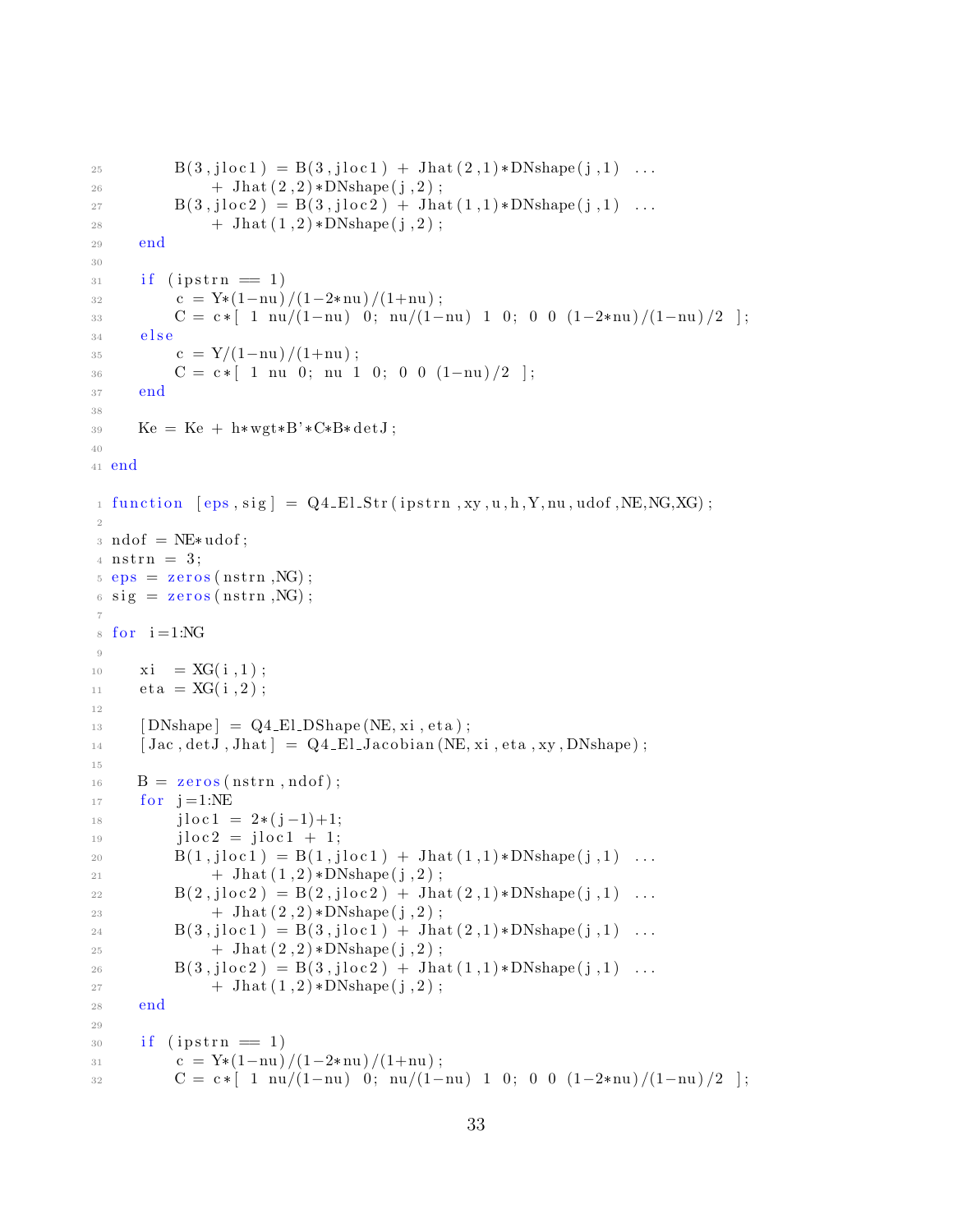```
        B(3,jloc1) = B(3,jloc1) + Jhat(2,1)*DNshape(j,1) ...
            + Jhat(2,2)*DNshape(j,2);
        B(3,jloc2) = B(3,jloc2) + Jhat(1,1)*DNshape(j,1) ...
            + Jhat(1,2)*DNshape(j,2);
    end

    if (ipstrn == 1)
        c = Y*(1-nu)/(1-2*nu)/(1+nu);
        C = c*[ 1 nu/(1-nu) 0; nu/(1-nu) 1 0; 0 0 (1-2*nu)/(1-nu)/2 ];
    else
        c = Y/(1-nu)/(1+nu);
        C = c*[ 1 nu 0; nu 1 0; 0 0 (1-nu)/2 ];
    end

    Ke = Ke + h*wgt*B'*C*B*detJ;

end
```

```
function [eps,sig] = Q4_El_Str(ipstrn,xy,u,h,Y,nu,udof,NE,NG,XG);

ndof = NE*udof;
nstrn = 3;
eps = zeros(nstrn,NG);
sig = zeros(nstrn,NG);

for i=1:NG

    xi  = XG(i,1);
    eta = XG(i,2);

    [DNshape] = Q4_El_DShape(NE,xi,eta);
    [Jac,detJ,Jhat] = Q4_El_Jacobian(NE,xi,eta,xy,DNshape);

    B = zeros(nstrn,ndof);
    for j=1:NE
        jloc1 = 2*(j-1)+1;
        jloc2 = jloc1 + 1;
        B(1,jloc1) = B(1,jloc1) + Jhat(1,1)*DNshape(j,1) ...
            + Jhat(1,2)*DNshape(j,2);
        B(2,jloc2) = B(2,jloc2) + Jhat(2,1)*DNshape(j,1) ...
            + Jhat(2,2)*DNshape(j,2);
        B(3,jloc1) = B(3,jloc1) + Jhat(2,1)*DNshape(j,1) ...
            + Jhat(2,2)*DNshape(j,2);
        B(3,jloc2) = B(3,jloc2) + Jhat(1,1)*DNshape(j,1) ...
            + Jhat(1,2)*DNshape(j,2);
    end

    if (ipstrn == 1)
        c = Y*(1-nu)/(1-2*nu)/(1+nu);
        C = c*[ 1 nu/(1-nu) 0; nu/(1-nu) 1 0; 0 0 (1-2*nu)/(1-nu)/2 ];
```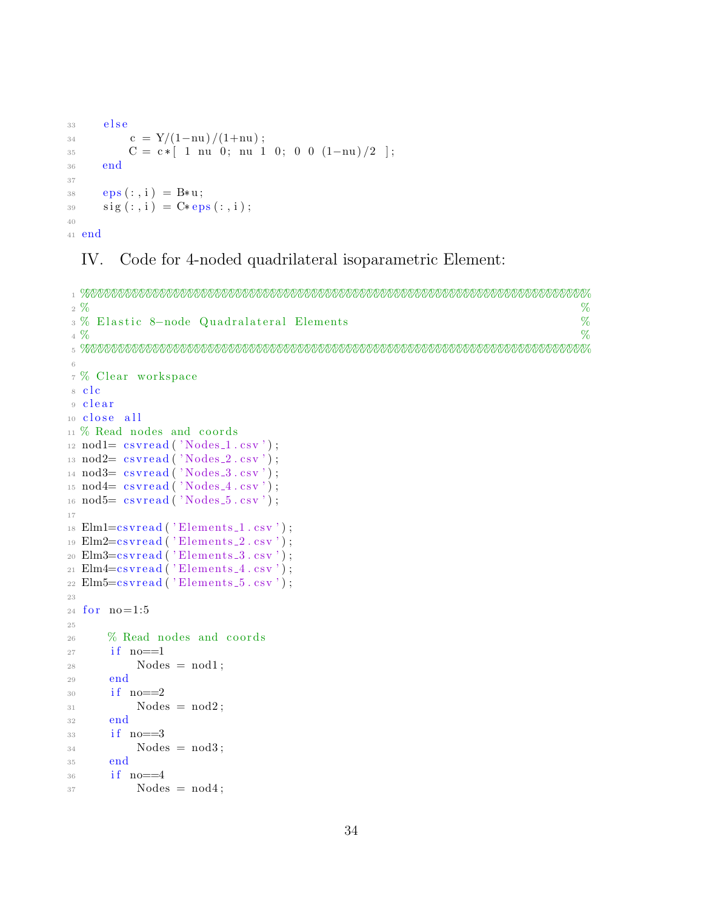```
    else
        c = Y/(1-nu)/(1+nu);
        C = c*[ 1 nu 0; nu 1 0; 0 0 (1-nu)/2 ];
    end

    eps(:,i) = B*u;
    sig(:,i) = C*eps(:,i);

end
```

## IV. Code for 4-noded quadrilateral isoparametric Element:

```
%%%%%%%%%%%%%%%%%%%%%%%%%%%%%%%%%%%%%%%%%%%%%%%%%%%%%%%%%%%%%%%%%%%%%%%%%%%%%%%%%%%%%%%%%%
%                                                                                        %
% Elastic 8-node Quadralateral Elements                                                  %
%                                                                                        %
%%%%%%%%%%%%%%%%%%%%%%%%%%%%%%%%%%%%%%%%%%%%%%%%%%%%%%%%%%%%%%%%%%%%%%%%%%%%%%%%%%%%%%%%%%

% Clear workspace
clc
clear
close all
% Read nodes and coords
nod1= csvread('Nodes_1.csv');
nod2= csvread('Nodes_2.csv');
nod3= csvread('Nodes_3.csv');
nod4= csvread('Nodes_4.csv');
nod5= csvread('Nodes_5.csv');

Elm1=csvread('Elements_1.csv');
Elm2=csvread('Elements_2.csv');
Elm3=csvread('Elements_3.csv');
Elm4=csvread('Elements_4.csv');
Elm5=csvread('Elements_5.csv');

for no=1:5

    % Read nodes and coords
    if no==1
        Nodes = nod1;
    end
    if no==2
        Nodes = nod2;
    end
    if no==3
        Nodes = nod3;
    end
    if no==4
        Nodes = nod4;
```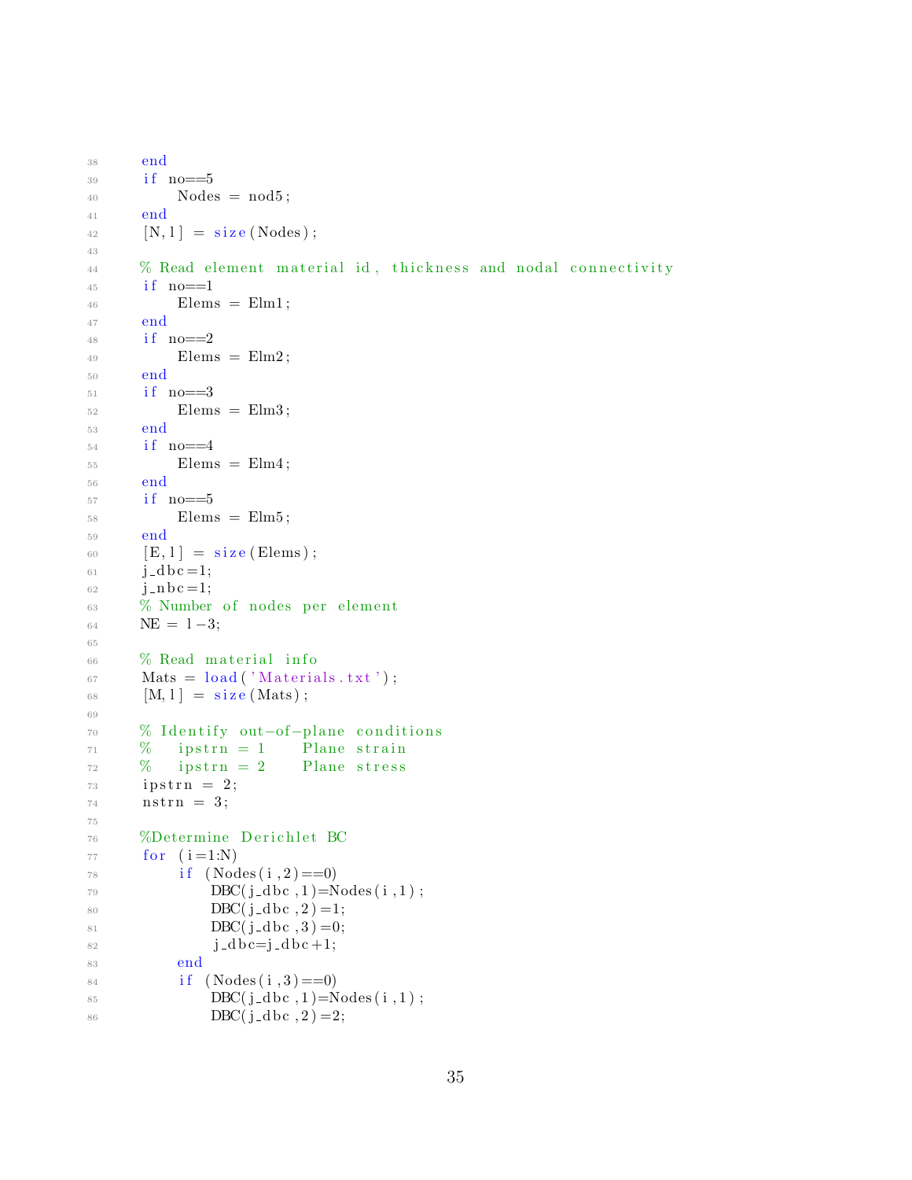```
    end
    if no==5
        Nodes = nod5;
    end
    [N,l] = size(Nodes);

    % Read element material id, thickness and nodal connectivity
    if no==1
        Elems = Elm1;
    end
    if no==2
        Elems = Elm2;
    end
    if no==3
        Elems = Elm3;
    end
    if no==4
        Elems = Elm4;
    end
    if no==5
        Elems = Elm5;
    end
    [E,l] = size(Elems);
    j_dbc=1;
    j_nbc=1;
    % Number of nodes per element
    NE = l-3;

    % Read material info
    Mats = load('Materials.txt');
    [M,l] = size(Mats);

    % Identify out-of-plane conditions
    %   ipstrn = 1    Plane strain
    %   ipstrn = 2    Plane stress
    ipstrn = 2;
    nstrn = 3;

    %Determine Derichlet BC
    for (i=1:N)
        if (Nodes(i,2)==0)
            DBC(j_dbc,1)=Nodes(i,1);
            DBC(j_dbc,2)=1;
            DBC(j_dbc,3)=0;
            j_dbc=j_dbc+1;
        end
        if (Nodes(i,3)==0)
            DBC(j_dbc,1)=Nodes(i,1);
            DBC(j_dbc,2)=2;
```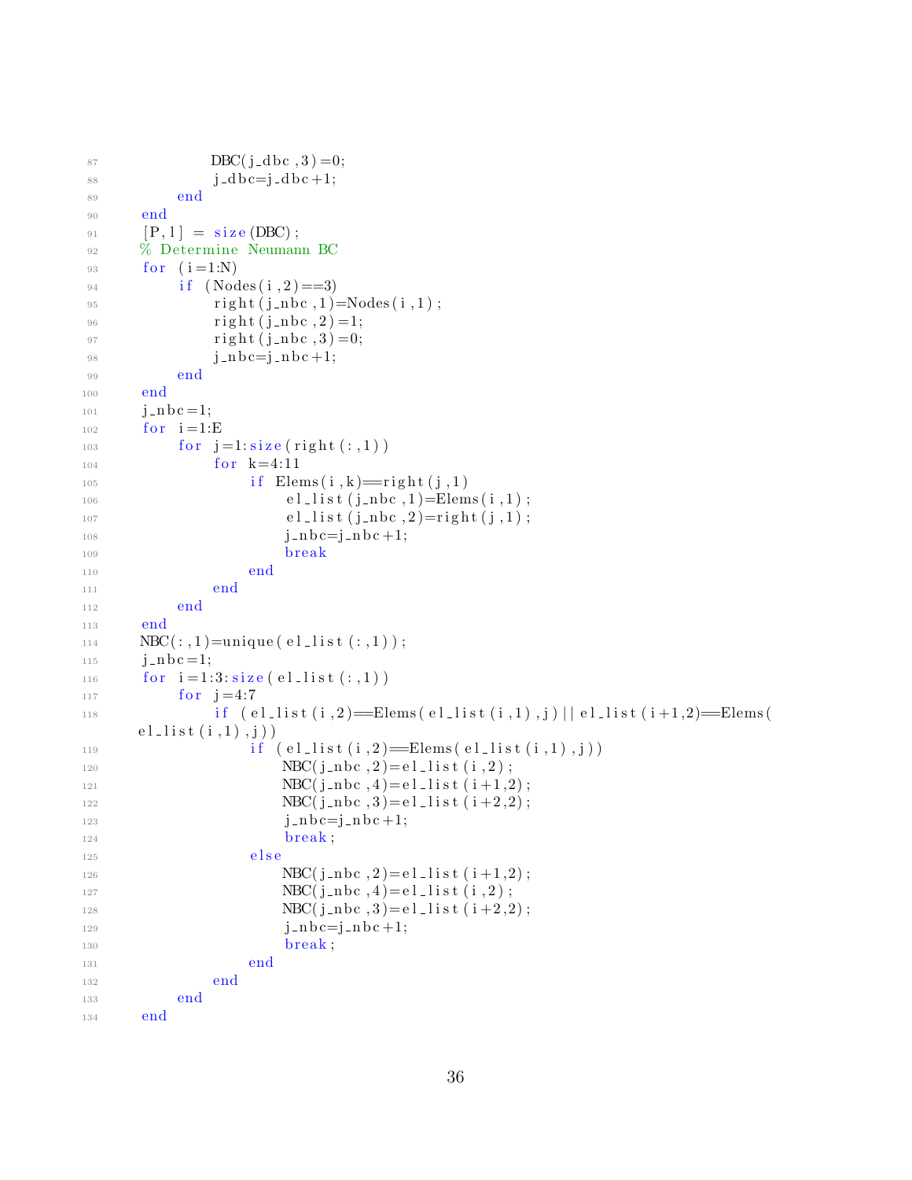```
            DBC(j_dbc,3)=0;
            j_dbc=j_dbc+1;
        end
    end
    [P,l] = size(DBC);
    % Determine Neumann BC
    for (i=1:N)
        if (Nodes(i,2)==3)
            right(j_nbc,1)=Nodes(i,1);
            right(j_nbc,2)=1;
            right(j_nbc,3)=0;
            j_nbc=j_nbc+1;
        end
    end
    j_nbc=1;
    for i=1:E
        for j=1:size(right(:,1))
            for k=4:11
                if Elems(i,k)==right(j,1)
                    el_list(j_nbc,1)=Elems(i,1);
                    el_list(j_nbc,2)=right(j,1);
                    j_nbc=j_nbc+1;
                    break
                end
            end
        end
    end
    NBC(:,1)=unique(el_list(:,1));
    j_nbc=1;
    for i=1:3:size(el_list(:,1))
        for j=4:7
            if (el_list(i,2)==Elems(el_list(i,1),j)||el_list(i+1,2)==Elems(
       el_list(i,1),j))
                if (el_list(i,2)==Elems(el_list(i,1),j))
                    NBC(j_nbc,2)=el_list(i,2);
                    NBC(j_nbc,4)=el_list(i+1,2);
                    NBC(j_nbc,3)=el_list(i+2,2);
                    j_nbc=j_nbc+1;
                    break;
                else
                    NBC(j_nbc,2)=el_list(i+1,2);
                    NBC(j_nbc,4)=el_list(i,2);
                    NBC(j_nbc,3)=el_list(i+2,2);
                    j_nbc=j_nbc+1;
                    break;
                end
            end
        end
    end
```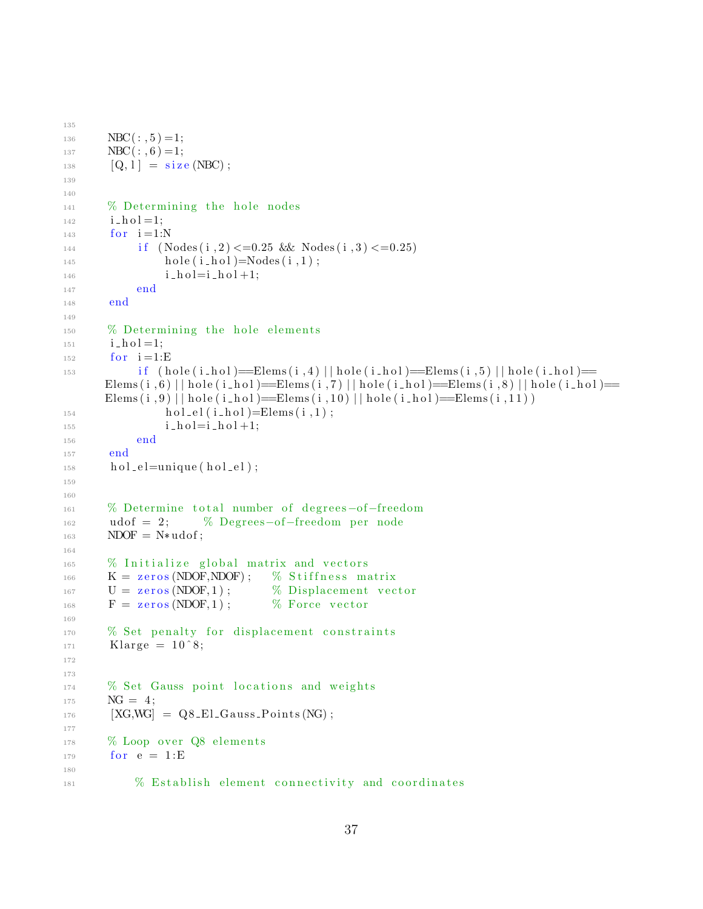```
NBC(:,5)=1;
NBC(:,6)=1;
[Q,l] = size(NBC);


% Determining the hole nodes
i_hol=1;
for i=1:N
    if (Nodes(i,2)<=0.25 && Nodes(i,3)<=0.25)
        hole(i_hol)=Nodes(i,1);
        i_hol=i_hol+1;
    end
end

% Determining the hole elements
i_hol=1;
for i=1:E
    if (hole(i_hol)==Elems(i,4)||hole(i_hol)==Elems(i,5)||hole(i_hol)==
   Elems(i,6)||hole(i_hol)==Elems(i,7)||hole(i_hol)==Elems(i,8)||hole(i_hol)==
   Elems(i,9)||hole(i_hol)==Elems(i,10)||hole(i_hol)==Elems(i,11))
        hol_el(i_hol)=Elems(i,1);
        i_hol=i_hol+1;
    end
end
hol_el=unique(hol_el);


% Determine total number of degrees-of-freedom
udof = 2;     % Degrees-of-freedom per node
NDOF = N*udof;

% Initialize global matrix and vectors
K = zeros(NDOF,NDOF);   % Stiffness matrix
U = zeros(NDOF,1);      % Displacement vector
F = zeros(NDOF,1);      % Force vector

% Set penalty for displacement constraints
Klarge = 10^8;


% Set Gauss point locations and weights
NG = 4;
[XG,WG] = Q8_El_Gauss_Points(NG);

% Loop over Q8 elements
for e = 1:E

    % Establish element connectivity and coordinates
```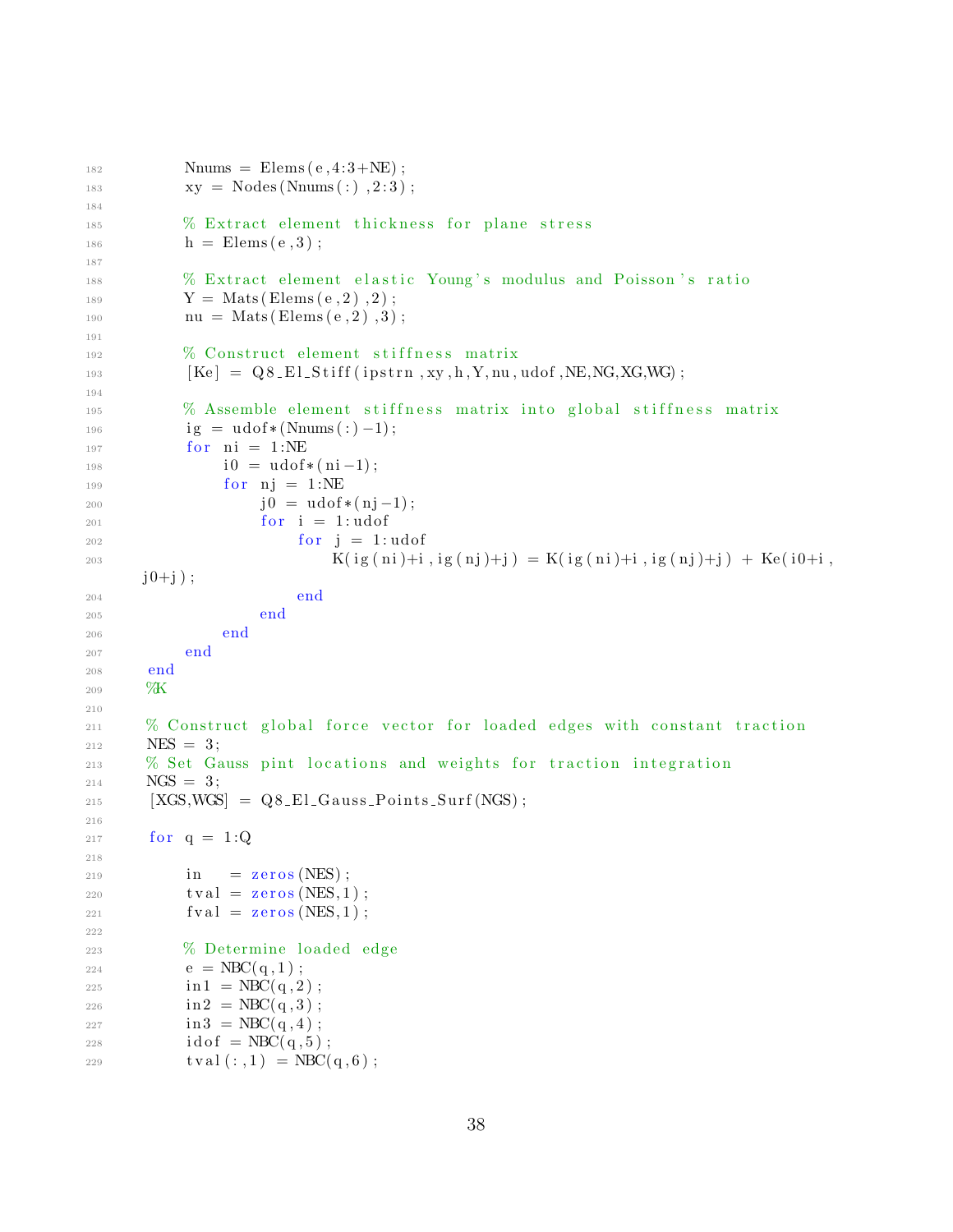```
        Nnums = Elems(e,4:3+NE);
        xy = Nodes(Nnums(:),2:3);

        % Extract element thickness for plane stress
        h = Elems(e,3);

        % Extract element elastic Young's modulus and Poisson's ratio
        Y = Mats(Elems(e,2),2);
        nu = Mats(Elems(e,2),3);

        % Construct element stiffness matrix
        [Ke] = Q8_El_Stiff(ipstrn,xy,h,Y,nu,udof,NE,NG,XG,WG);

        % Assemble element stiffness matrix into global stiffness matrix
        ig = udof*(Nnums(:)-1);
        for ni = 1:NE
            i0 = udof*(ni-1);
            for nj = 1:NE
                j0 = udof*(nj-1);
                for i = 1:udof
                    for j = 1:udof
                        K(ig(ni)+i,ig(nj)+j) = K(ig(ni)+i,ig(nj)+j) + Ke(i0+i,
    j0+j);
                    end
                end
            end
        end
    end
    %K

    % Construct global force vector for loaded edges with constant traction
    NES = 3;
    % Set Gauss pint locations and weights for traction integration
    NGS = 3;
    [XGS,WGS] = Q8_El_Gauss_Points_Surf(NGS);

    for q = 1:Q

        in   = zeros(NES);
        tval = zeros(NES,1);
        fval = zeros(NES,1);

        % Determine loaded edge
        e = NBC(q,1);
        in1 = NBC(q,2);
        in2 = NBC(q,3);
        in3 = NBC(q,4);
        idof = NBC(q,5);
        tval(:,1) = NBC(q,6);
```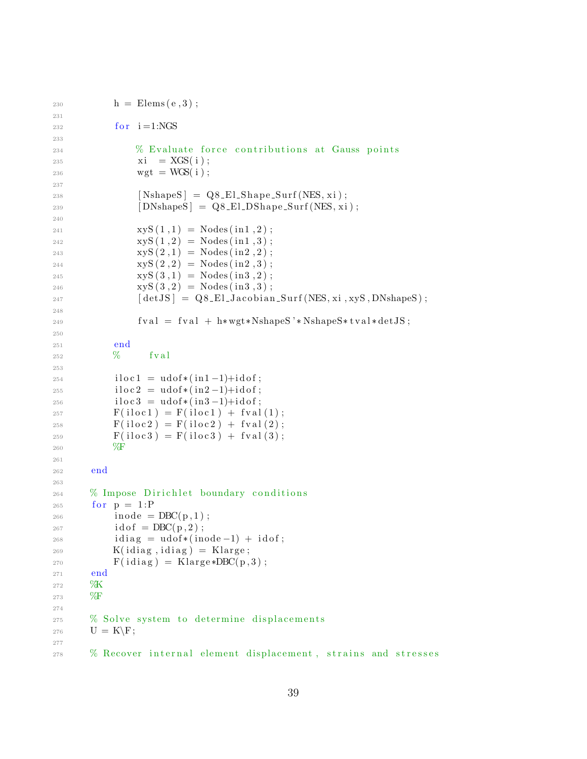```
        h = Elems(e,3);

        for i=1:NGS

            % Evaluate force contributions at Gauss points
            xi  = XGS(i);
            wgt = WGS(i);

            [NshapeS] = Q8_El_Shape_Surf(NES,xi);
            [DNshapeS] = Q8_El_DShape_Surf(NES,xi);

            xyS(1,1) = Nodes(in1,2);
            xyS(1,2) = Nodes(in1,3);
            xyS(2,1) = Nodes(in2,2);
            xyS(2,2) = Nodes(in2,3);
            xyS(3,1) = Nodes(in3,2);
            xyS(3,2) = Nodes(in3,3);
            [detJS] = Q8_El_Jacobian_Surf(NES,xi,xyS,DNshapeS);

            fval = fval + h*wgt*NshapeS'*NshapeS*tval*detJS;

        end
        %     fval

        iloc1 = udof*(in1-1)+idof;
        iloc2 = udof*(in2-1)+idof;
        iloc3 = udof*(in3-1)+idof;
        F(iloc1) = F(iloc1) + fval(1);
        F(iloc2) = F(iloc2) + fval(2);
        F(iloc3) = F(iloc3) + fval(3);
        %F

    end

    % Impose Dirichlet boundary conditions
    for p = 1:P
        inode = DBC(p,1);
        idof = DBC(p,2);
        idiag = udof*(inode-1) + idof;
        K(idiag,idiag) = Klarge;
        F(idiag) = Klarge*DBC(p,3);
    end
    %K
    %F

    % Solve system to determine displacements
    U = K\F;

    % Recover internal element displacement, strains and stresses
```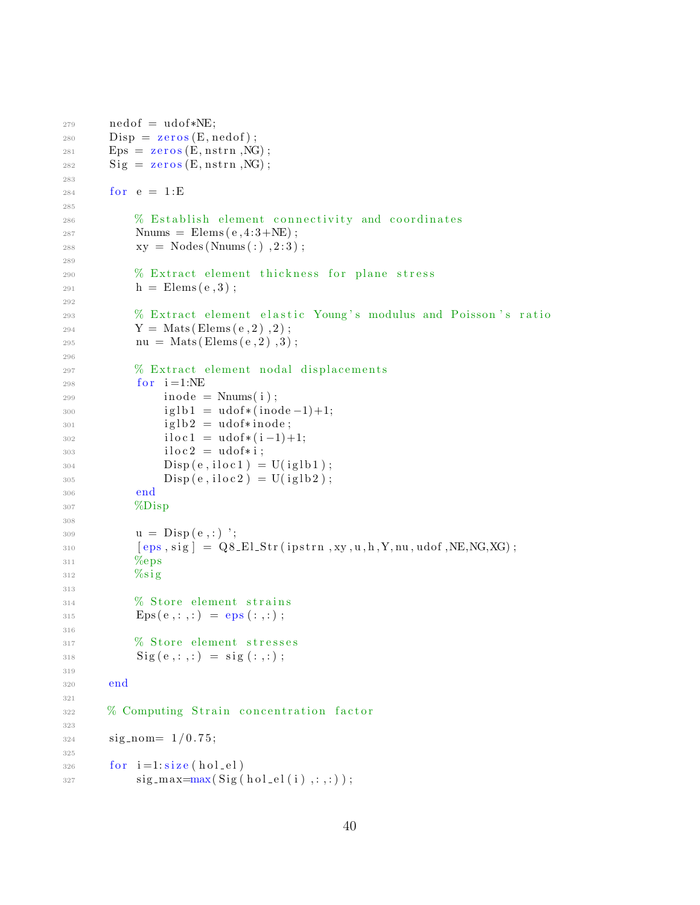```
    nedof = udof*NE;
    Disp = zeros(E,nedof);
    Eps = zeros(E,nstrn,NG);
    Sig = zeros(E,nstrn,NG);

    for e = 1:E

        % Establish element connectivity and coordinates
        Nnums = Elems(e,4:3+NE);
        xy = Nodes(Nnums(:),2:3);

        % Extract element thickness for plane stress
        h = Elems(e,3);

        % Extract element elastic Young's modulus and Poisson's ratio
        Y = Mats(Elems(e,2),2);
        nu = Mats(Elems(e,2),3);

        % Extract element nodal displacements
        for i=1:NE
            inode = Nnums(i);
            iglb1 = udof*(inode-1)+1;
            iglb2 = udof*inode;
            iloc1 = udof*(i-1)+1;
            iloc2 = udof*i;
            Disp(e,iloc1) = U(iglb1);
            Disp(e,iloc2) = U(iglb2);
        end
        %Disp

        u = Disp(e,:)';
        [eps,sig] = Q8_El_Str(ipstrn,xy,u,h,Y,nu,udof,NE,NG,XG);
        %eps
        %sig

        % Store element strains
        Eps(e,:,:) = eps(:,:);

        % Store element stresses
        Sig(e,:,:) = sig(:,:);

    end

    % Computing Strain concentration factor

    sig_nom= 1/0.75;

    for i=1:size(hol_el)
        sig_max=max(Sig(hol_el(i),:,:));
```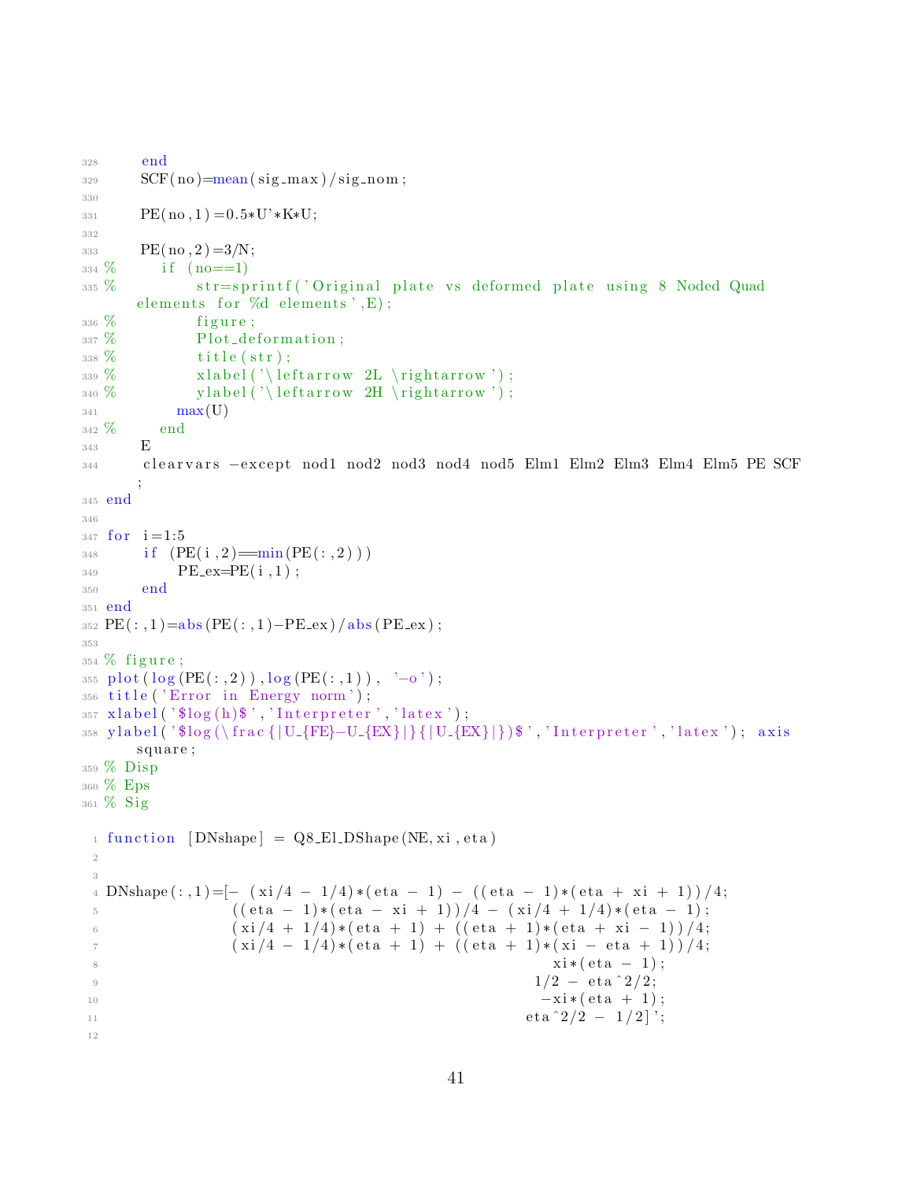```
    end
    SCF(no)=mean(sig_max)/sig_nom;

    PE(no,1)=0.5*U'*K*U;

    PE(no,2)=3/N;
%     if (no==1)
%         str=sprintf('Original plate vs deformed plate using 8 Noded Quad elements for %d elements',E);
%         figure;
%         Plot_deformation;
%         title(str);
%         xlabel('\leftarrow 2L \rightarrow');
%         ylabel('\leftarrow 2H \rightarrow');
        max(U)
%     end
    E
    clearvars -except nod1 nod2 nod3 nod4 nod5 Elm1 Elm2 Elm3 Elm4 Elm5 PE SCF;
end

for i=1:5
    if (PE(i,2)==min(PE(:,2)))
        PE_ex=PE(i,1);
    end
end
PE(:,1)=abs(PE(:,1)-PE_ex)/abs(PE_ex);

% figure;
plot(log(PE(:,2)),log(PE(:,1)), '-o');
title('Error in Energy norm');
xlabel('$log(h)$','Interpreter','latex');
ylabel('$log(\frac{|U_{FE}-U_{EX}|}{|U_{EX}|})$','Interpreter','latex'); axis square;
% Disp
% Eps
% Sig
```

```
function [DNshape] = Q8_El_DShape(NE,xi,eta)


DNshape(:,1)=[- (xi/4 - 1/4)*(eta - 1) - ((eta - 1)*(eta + xi + 1))/4;
              ((eta - 1)*(eta - xi + 1))/4 - (xi/4 + 1/4)*(eta - 1);
              (xi/4 + 1/4)*(eta + 1) + ((eta + 1)*(eta + xi - 1))/4;
              (xi/4 - 1/4)*(eta + 1) + ((eta + 1)*(xi - eta + 1))/4;
                                              xi*(eta - 1);
                                            1/2 - eta^2/2;
                                             -xi*(eta + 1);
                                           eta^2/2 - 1/2]';

```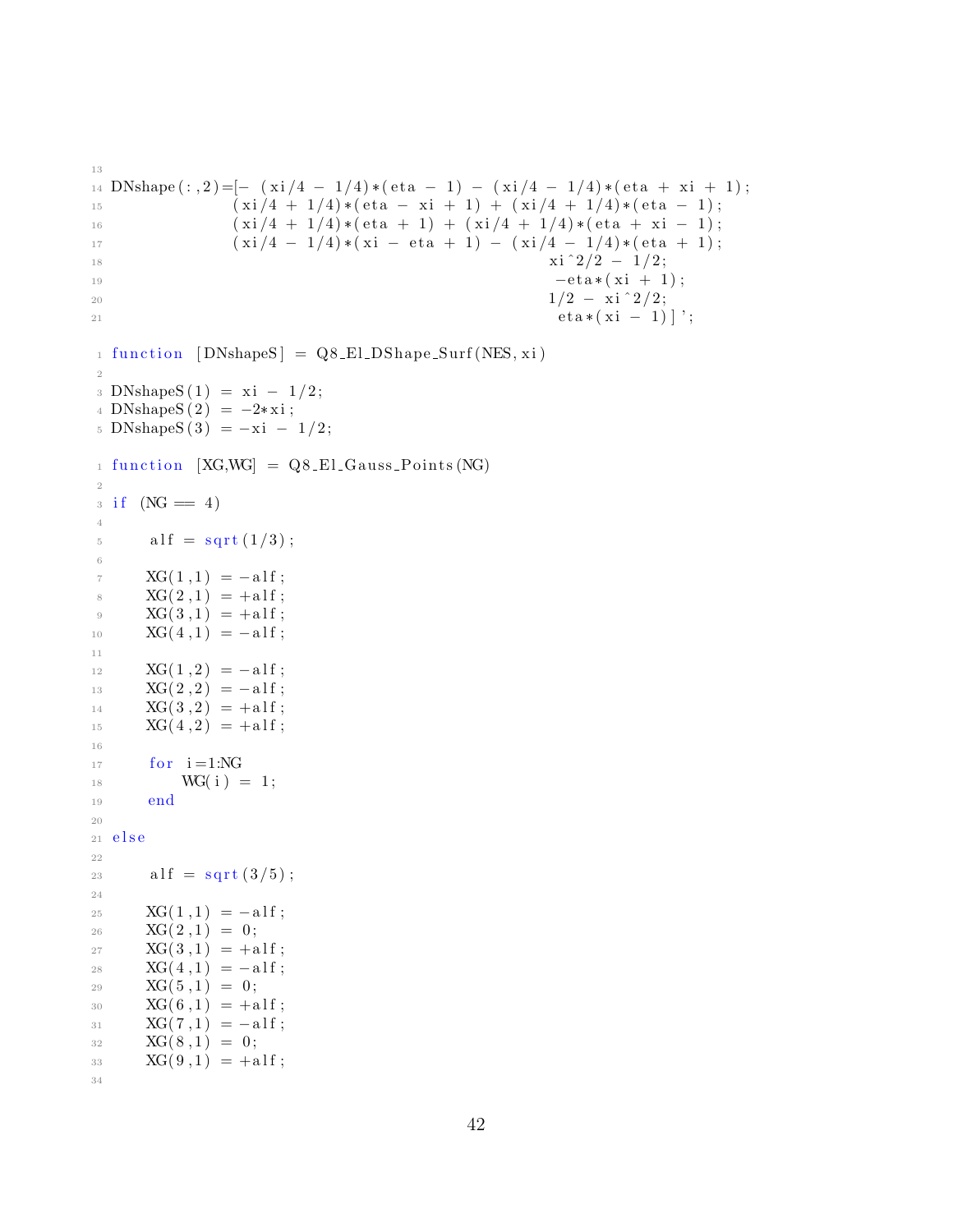```
DNshape(:,2)=[- (xi/4 - 1/4)*(eta - 1) - (xi/4 - 1/4)*(eta + xi + 1);
              (xi/4 + 1/4)*(eta - xi + 1) + (xi/4 + 1/4)*(eta - 1);
              (xi/4 + 1/4)*(eta + 1) + (xi/4 + 1/4)*(eta + xi - 1);
              (xi/4 - 1/4)*(xi - eta + 1) - (xi/4 - 1/4)*(eta + 1);
                                                  xi^2/2 - 1/2;
                                                   -eta*(xi + 1);
                                                  1/2 - xi^2/2;
                                                   eta*(xi - 1)]';
```

```
function [DNshapeS] = Q8_El_DShape_Surf(NES,xi)

DNshapeS(1) = xi - 1/2;
DNshapeS(2) = -2*xi;
DNshapeS(3) = -xi - 1/2;
```

```
function [XG,WG] = Q8_El_Gauss_Points(NG)

if (NG == 4)

    alf = sqrt(1/3);

    XG(1,1) = -alf;
    XG(2,1) = +alf;
    XG(3,1) = +alf;
    XG(4,1) = -alf;

    XG(1,2) = -alf;
    XG(2,2) = -alf;
    XG(3,2) = +alf;
    XG(4,2) = +alf;

    for i=1:NG
        WG(i) = 1;
    end

else

    alf = sqrt(3/5);

    XG(1,1) = -alf;
    XG(2,1) = 0;
    XG(3,1) = +alf;
    XG(4,1) = -alf;
    XG(5,1) = 0;
    XG(6,1) = +alf;
    XG(7,1) = -alf;
    XG(8,1) = 0;
    XG(9,1) = +alf;

```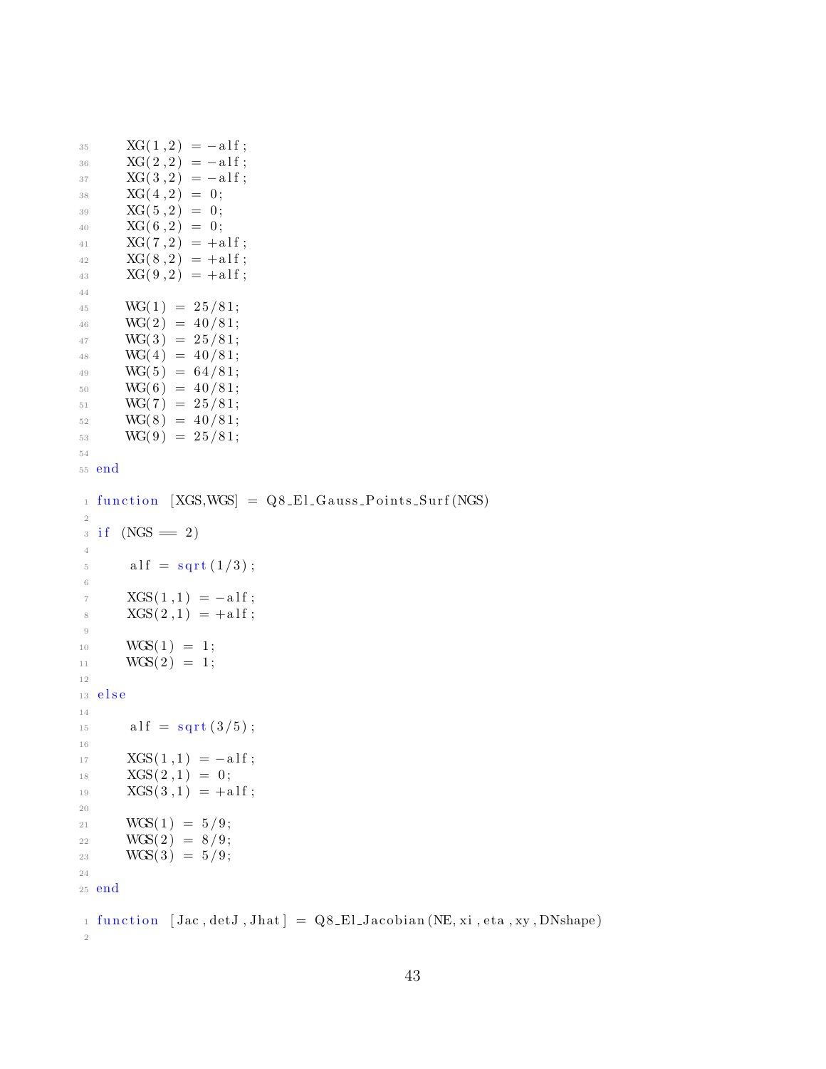```
    XG(1,2) = -alf;
    XG(2,2) = -alf;
    XG(3,2) = -alf;
    XG(4,2) = 0;
    XG(5,2) = 0;
    XG(6,2) = 0;
    XG(7,2) = +alf;
    XG(8,2) = +alf;
    XG(9,2) = +alf;

    WG(1) = 25/81;
    WG(2) = 40/81;
    WG(3) = 25/81;
    WG(4) = 40/81;
    WG(5) = 64/81;
    WG(6) = 40/81;
    WG(7) = 25/81;
    WG(8) = 40/81;
    WG(9) = 25/81;

end
```

```
function [XGS,WGS] = Q8_El_Gauss_Points_Surf(NGS)

if (NGS == 2)

     alf = sqrt(1/3);

    XGS(1,1) = -alf;
    XGS(2,1) = +alf;

    WGS(1) = 1;
    WGS(2) = 1;

else

     alf = sqrt(3/5);

    XGS(1,1) = -alf;
    XGS(2,1) = 0;
    XGS(3,1) = +alf;

    WGS(1) = 5/9;
    WGS(2) = 8/9;
    WGS(3) = 5/9;

end
```

```
function [Jac,detJ,Jhat] = Q8_El_Jacobian(NE,xi,eta,xy,DNshape)

```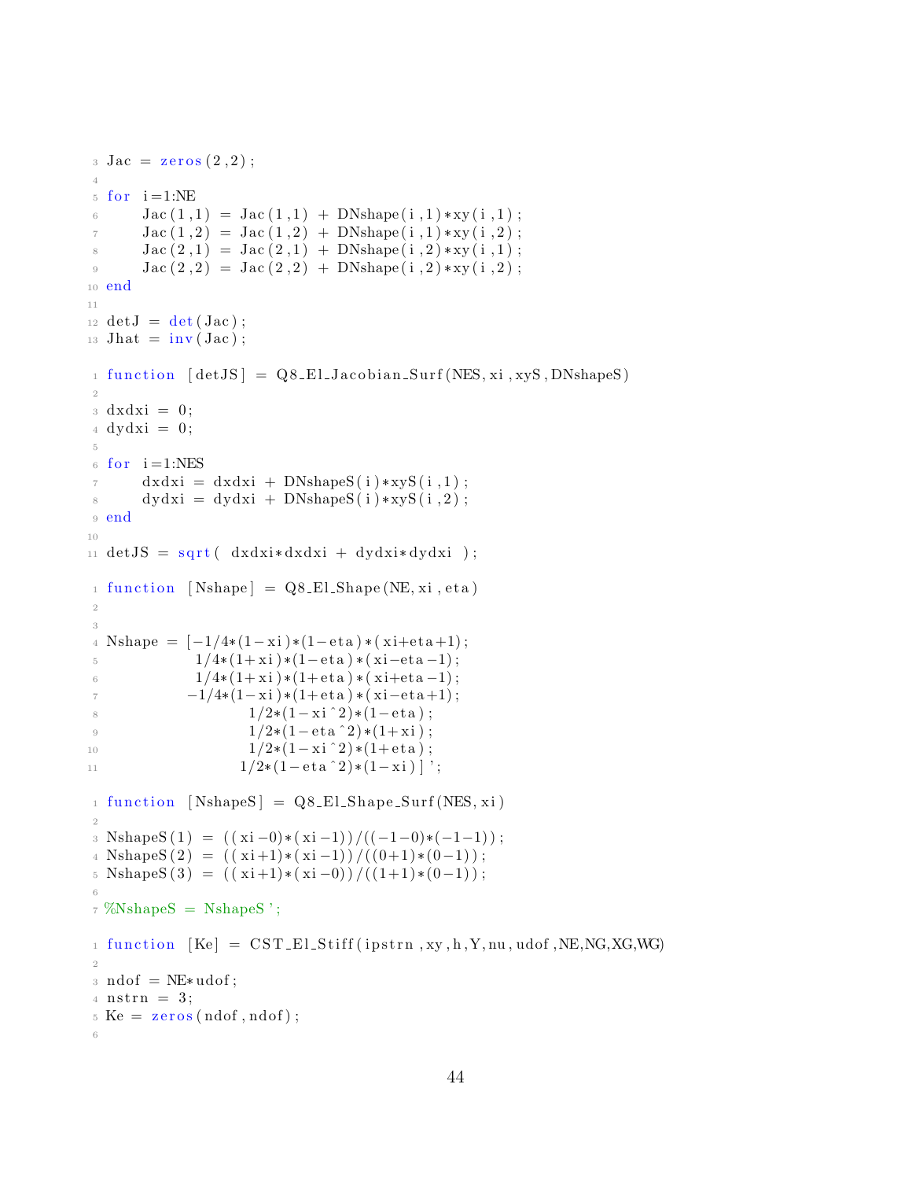```
Jac = zeros(2,2);

for i=1:NE
    Jac(1,1) = Jac(1,1) + DNshape(i,1)*xy(i,1);
    Jac(1,2) = Jac(1,2) + DNshape(i,1)*xy(i,2);
    Jac(2,1) = Jac(2,1) + DNshape(i,2)*xy(i,1);
    Jac(2,2) = Jac(2,2) + DNshape(i,2)*xy(i,2);
end

detJ = det(Jac);
Jhat = inv(Jac);
```

```
function [detJS] = Q8_El_Jacobian_Surf(NES,xi,xyS,DNshapeS)

dxdxi = 0;
dydxi = 0;

for i=1:NES
    dxdxi = dxdxi + DNshapeS(i)*xyS(i,1);
    dydxi = dydxi + DNshapeS(i)*xyS(i,2);
end

detJS = sqrt( dxdxi*dxdxi + dydxi*dydxi );
```

```
function [Nshape] = Q8_El_Shape(NE,xi,eta)


Nshape = [-1/4*(1-xi)*(1-eta)*(xi+eta+1);
           1/4*(1+xi)*(1-eta)*(xi-eta-1);
           1/4*(1+xi)*(1+eta)*(xi+eta-1);
          -1/4*(1-xi)*(1+eta)*(xi-eta+1);
                 1/2*(1-xi^2)*(1-eta);
                 1/2*(1-eta^2)*(1+xi);
                 1/2*(1-xi^2)*(1+eta);
                1/2*(1-eta^2)*(1-xi)]';
```

```
function [NshapeS] = Q8_El_Shape_Surf(NES,xi)

NshapeS(1) = ((xi-0)*(xi-1))/((-1-0)*(-1-1));
NshapeS(2) = ((xi+1)*(xi-1))/((0+1)*(0-1));
NshapeS(3) = ((xi+1)*(xi-0))/((1+1)*(0-1));

%NshapeS = NshapeS';
```

```
function [Ke] = CST_El_Stiff(ipstrn,xy,h,Y,nu,udof,NE,NG,XG,WG)

ndof = NE*udof;
nstrn = 3;
Ke = zeros(ndof,ndof);

```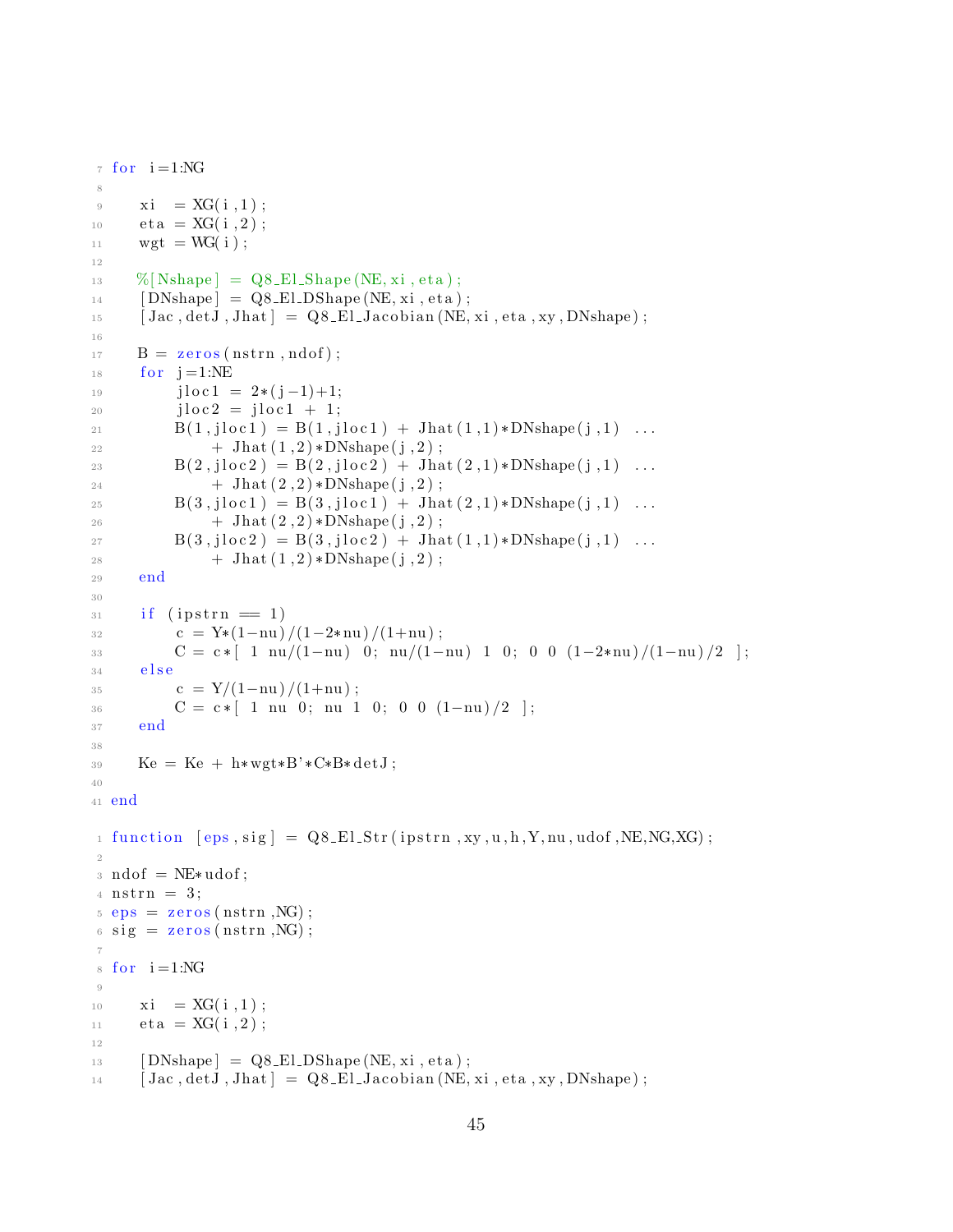```
for i=1:NG

    xi  = XG(i,1);
    eta = XG(i,2);
    wgt = WG(i);

    %[Nshape] = Q8_El_Shape(NE,xi,eta);
    [DNshape] = Q8_El_DShape(NE,xi,eta);
    [Jac,detJ,Jhat] = Q8_El_Jacobian(NE,xi,eta,xy,DNshape);

    B = zeros(nstrn,ndof);
    for j=1:NE
        jloc1 = 2*(j-1)+1;
        jloc2 = jloc1 + 1;
        B(1,jloc1) = B(1,jloc1) + Jhat(1,1)*DNshape(j,1) ...
            + Jhat(1,2)*DNshape(j,2);
        B(2,jloc2) = B(2,jloc2) + Jhat(2,1)*DNshape(j,1) ...
            + Jhat(2,2)*DNshape(j,2);
        B(3,jloc1) = B(3,jloc1) + Jhat(2,1)*DNshape(j,1) ...
            + Jhat(2,2)*DNshape(j,2);
        B(3,jloc2) = B(3,jloc2) + Jhat(1,1)*DNshape(j,1) ...
            + Jhat(1,2)*DNshape(j,2);
    end

    if (ipstrn == 1)
        c = Y*(1-nu)/(1-2*nu)/(1+nu);
        C = c*[ 1 nu/(1-nu) 0; nu/(1-nu) 1 0; 0 0 (1-2*nu)/(1-nu)/2 ];
    else
        c = Y/(1-nu)/(1+nu);
        C = c*[ 1 nu 0; nu 1 0; 0 0 (1-nu)/2 ];
    end

    Ke = Ke + h*wgt*B'*C*B*detJ;

end
```

```
function [eps,sig] = Q8_El_Str(ipstrn,xy,u,h,Y,nu,udof,NE,NG,XG);

ndof = NE*udof;
nstrn = 3;
eps = zeros(nstrn,NG);
sig = zeros(nstrn,NG);

for i=1:NG

    xi  = XG(i,1);
    eta = XG(i,2);

    [DNshape] = Q8_El_DShape(NE,xi,eta);
    [Jac,detJ,Jhat] = Q8_El_Jacobian(NE,xi,eta,xy,DNshape);
```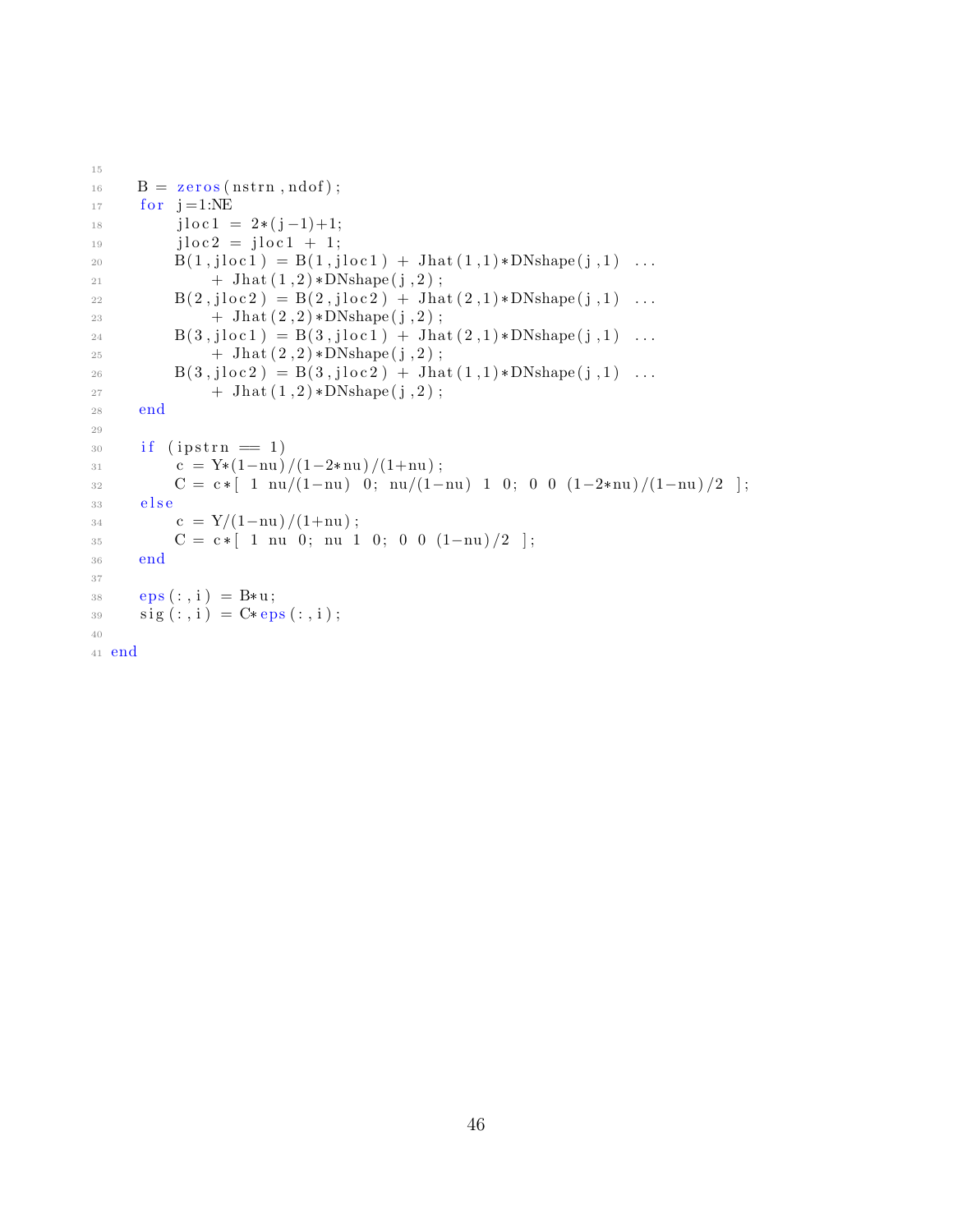```
15
16    B = zeros(nstrn,ndof);
17    for j=1:NE
18        jloc1 = 2*(j-1)+1;
19        jloc2 = jloc1 + 1;
20        B(1,jloc1) = B(1,jloc1) + Jhat(1,1)*DNshape(j,1) ...
21            + Jhat(1,2)*DNshape(j,2);
22        B(2,jloc2) = B(2,jloc2) + Jhat(2,1)*DNshape(j,1) ...
23            + Jhat(2,2)*DNshape(j,2);
24        B(3,jloc1) = B(3,jloc1) + Jhat(2,1)*DNshape(j,1) ...
25            + Jhat(2,2)*DNshape(j,2);
26        B(3,jloc2) = B(3,jloc2) + Jhat(1,1)*DNshape(j,1) ...
27            + Jhat(1,2)*DNshape(j,2);
28    end
29
30    if (ipstrn == 1)
31        c = Y*(1-nu)/(1-2*nu)/(1+nu);
32        C = c*[ 1 nu/(1-nu) 0; nu/(1-nu) 1 0; 0 0 (1-2*nu)/(1-nu)/2 ];
33    else
34        c = Y/(1-nu)/(1+nu);
35        C = c*[ 1 nu 0; nu 1 0; 0 0 (1-nu)/2 ];
36    end
37
38    eps(:,i) = B*u;
39    sig(:,i) = C*eps(:,i);
40
41 end
```